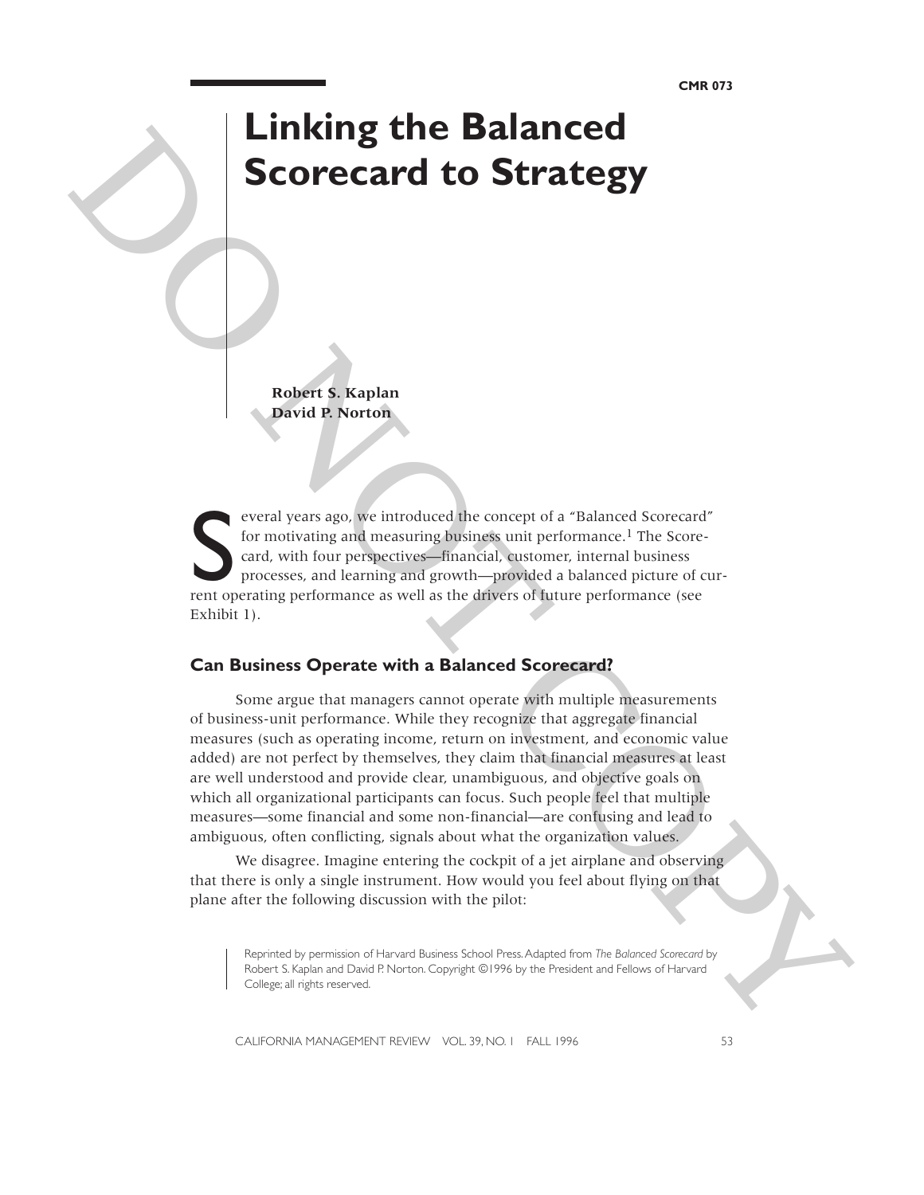# Linking the Balanced Scorecard to Strategy

**Robert S. Kaplan**
**David P. Norton**

Several years ago, we introduced the concept of a "Balanced Scorecard" for motivating and measuring business unit performance.[1] The Scorecard, with four perspectives—financial, customer, internal business processes, and learning and growth—provided a balanced picture of current operating performance as well as the drivers of future performance (see Exhibit 1).

## Can Business Operate with a Balanced Scorecard?

Some argue that managers cannot operate with multiple measurements of business-unit performance. While they recognize that aggregate financial measures (such as operating income, return on investment, and economic value added) are not perfect by themselves, they claim that financial measures at least are well understood and provide clear, unambiguous, and objective goals on which all organizational participants can focus. Such people feel that multiple measures—some financial and some non-financial—are confusing and lead to ambiguous, often conflicting, signals about what the organization values.

We disagree. Imagine entering the cockpit of a jet airplane and observing that there is only a single instrument. How would you feel about flying on that plane after the following discussion with the pilot:

Reprinted by permission of Harvard Business School Press. Adapted from *The Balanced Scorecard* by Robert S. Kaplan and David P. Norton. Copyright ©1996 by the President and Fellows of Harvard College; all rights reserved.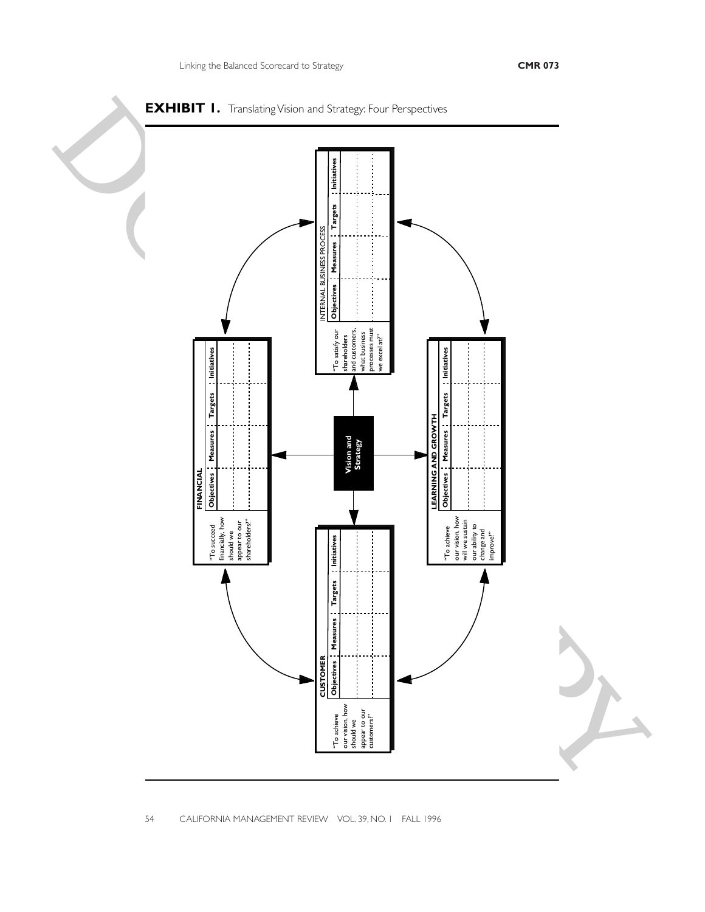**EXHIBIT 1.** Translating Vision and Strategy: Four Perspectives

**Vision and Strategy**

**FINANCIAL**

"To succeed financially, how should we appear to our shareholders?"

| Objectives | Measures | Targets | Initiatives |
|---|---|---|---|
| | | | |

**CUSTOMER**

"To achieve our vision, how should we appear to our customers?"

| Objectives | Measures | Targets | Initiatives |
|---|---|---|---|
| | | | |

**INTERNAL BUSINESS PROCESS**

"To satisfy our shareholders and customers, what business processes must we excel at?"

| Objectives | Measures | Targets | Initiatives |
|---|---|---|---|
| | | | |

**LEARNING AND GROWTH**

"To achieve our vision, how will we sustain our ability to change and improve?"

| Objectives | Measures | Targets | Initiatives |
|---|---|---|---|
| | | | |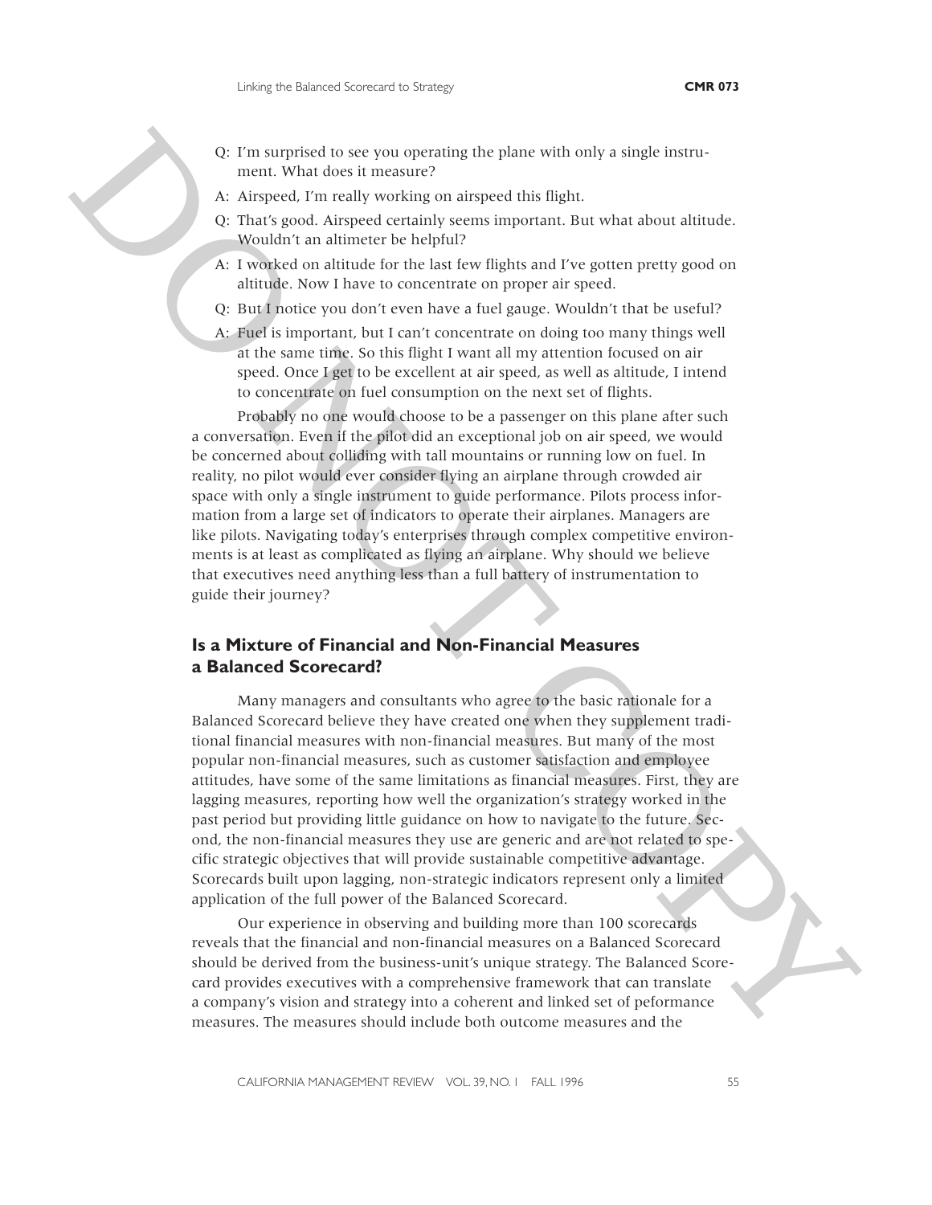Q: I'm surprised to see you operating the plane with only a single instrument. What does it measure?

A: Airspeed, I'm really working on airspeed this flight.

Q: That's good. Airspeed certainly seems important. But what about altitude. Wouldn't an altimeter be helpful?

A: I worked on altitude for the last few flights and I've gotten pretty good on altitude. Now I have to concentrate on proper air speed.

Q: But I notice you don't even have a fuel gauge. Wouldn't that be useful?

A: Fuel is important, but I can't concentrate on doing too many things well at the same time. So this flight I want all my attention focused on air speed. Once I get to be excellent at air speed, as well as altitude, I intend to concentrate on fuel consumption on the next set of flights.

Probably no one would choose to be a passenger on this plane after such a conversation. Even if the pilot did an exceptional job on air speed, we would be concerned about colliding with tall mountains or running low on fuel. In reality, no pilot would ever consider flying an airplane through crowded air space with only a single instrument to guide performance. Pilots process information from a large set of indicators to operate their airplanes. Managers are like pilots. Navigating today's enterprises through complex competitive environments is at least as complicated as flying an airplane. Why should we believe that executives need anything less than a full battery of instrumentation to guide their journey?

## Is a Mixture of Financial and Non-Financial Measures a Balanced Scorecard?

Many managers and consultants who agree to the basic rationale for a Balanced Scorecard believe they have created one when they supplement traditional financial measures with non-financial measures. But many of the most popular non-financial measures, such as customer satisfaction and employee attitudes, have some of the same limitations as financial measures. First, they are lagging measures, reporting how well the organization's strategy worked in the past period but providing little guidance on how to navigate to the future. Second, the non-financial measures they use are generic and are not related to specific strategic objectives that will provide sustainable competitive advantage. Scorecards built upon lagging, non-strategic indicators represent only a limited application of the full power of the Balanced Scorecard.

Our experience in observing and building more than 100 scorecards reveals that the financial and non-financial measures on a Balanced Scorecard should be derived from the business-unit's unique strategy. The Balanced Scorecard provides executives with a comprehensive framework that can translate a company's vision and strategy into a coherent and linked set of peformance measures. The measures should include both outcome measures and the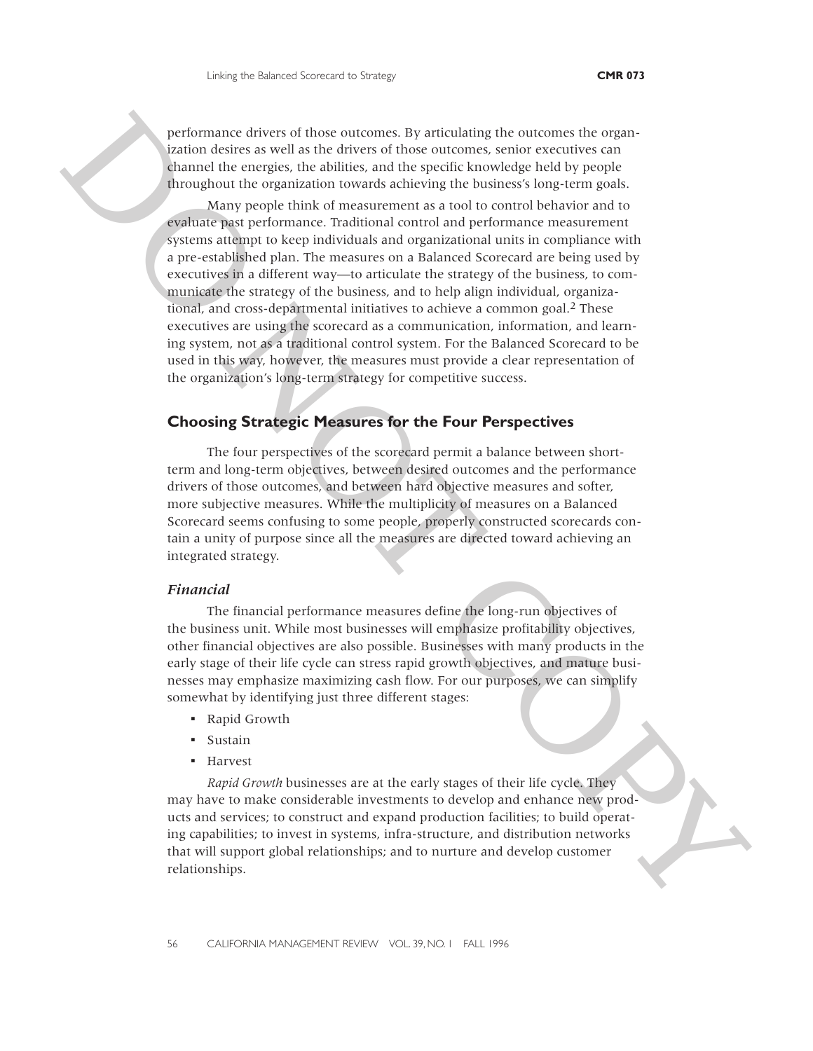performance drivers of those outcomes. By articulating the outcomes the organization desires as well as the drivers of those outcomes, senior executives can channel the energies, the abilities, and the specific knowledge held by people throughout the organization towards achieving the business's long-term goals.

Many people think of measurement as a tool to control behavior and to evaluate past performance. Traditional control and performance measurement systems attempt to keep individuals and organizational units in compliance with a pre-established plan. The measures on a Balanced Scorecard are being used by executives in a different way—to articulate the strategy of the business, to communicate the strategy of the business, and to help align individual, organizational, and cross-departmental initiatives to achieve a common goal.[2] These executives are using the scorecard as a communication, information, and learning system, not as a traditional control system. For the Balanced Scorecard to be used in this way, however, the measures must provide a clear representation of the organization's long-term strategy for competitive success.

## Choosing Strategic Measures for the Four Perspectives

The four perspectives of the scorecard permit a balance between short-term and long-term objectives, between desired outcomes and the performance drivers of those outcomes, and between hard objective measures and softer, more subjective measures. While the multiplicity of measures on a Balanced Scorecard seems confusing to some people, properly constructed scorecards contain a unity of purpose since all the measures are directed toward achieving an integrated strategy.

### *Financial*

The financial performance measures define the long-run objectives of the business unit. While most businesses will emphasize profitability objectives, other financial objectives are also possible. Businesses with many products in the early stage of their life cycle can stress rapid growth objectives, and mature businesses may emphasize maximizing cash flow. For our purposes, we can simplify somewhat by identifying just three different stages:

- Rapid Growth
- Sustain
- Harvest

*Rapid Growth* businesses are at the early stages of their life cycle. They may have to make considerable investments to develop and enhance new products and services; to construct and expand production facilities; to build operating capabilities; to invest in systems, infra-structure, and distribution networks that will support global relationships; and to nurture and develop customer relationships.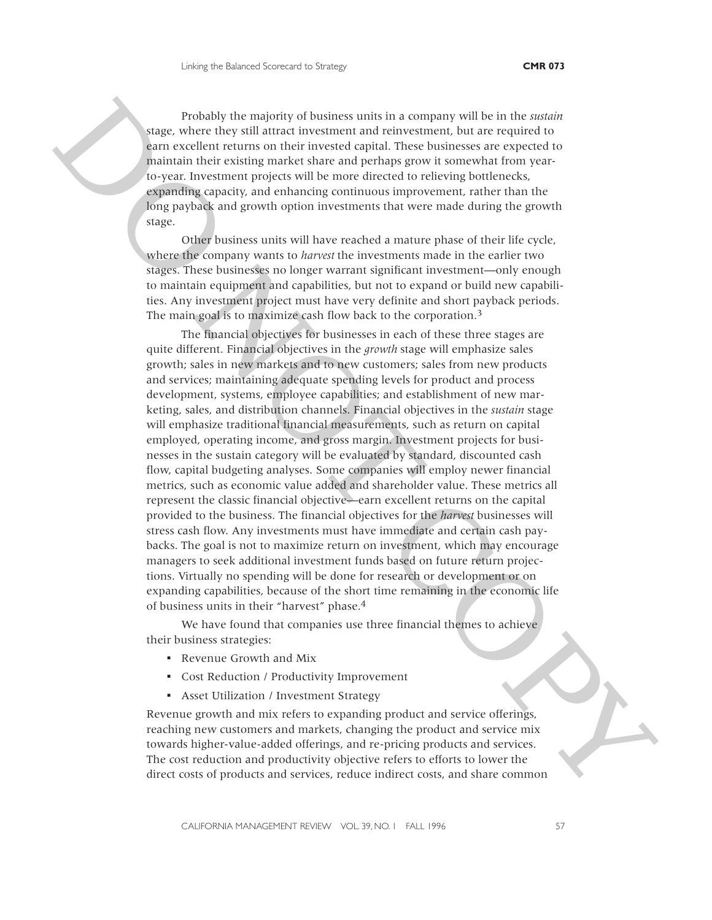Probably the majority of business units in a company will be in the *sustain* stage, where they still attract investment and reinvestment, but are required to earn excellent returns on their invested capital. These businesses are expected to maintain their existing market share and perhaps grow it somewhat from year-to-year. Investment projects will be more directed to relieving bottlenecks, expanding capacity, and enhancing continuous improvement, rather than the long payback and growth option investments that were made during the growth stage.

Other business units will have reached a mature phase of their life cycle, where the company wants to *harvest* the investments made in the earlier two stages. These businesses no longer warrant significant investment—only enough to maintain equipment and capabilities, but not to expand or build new capabilities. Any investment project must have very definite and short payback periods. The main goal is to maximize cash flow back to the corporation.[3]

The financial objectives for businesses in each of these three stages are quite different. Financial objectives in the *growth* stage will emphasize sales growth; sales in new markets and to new customers; sales from new products and services; maintaining adequate spending levels for product and process development, systems, employee capabilities; and establishment of new marketing, sales, and distribution channels. Financial objectives in the *sustain* stage will emphasize traditional financial measurements, such as return on capital employed, operating income, and gross margin. Investment projects for businesses in the sustain category will be evaluated by standard, discounted cash flow, capital budgeting analyses. Some companies will employ newer financial metrics, such as economic value added and shareholder value. These metrics all represent the classic financial objective—earn excellent returns on the capital provided to the business. The financial objectives for the *harvest* businesses will stress cash flow. Any investments must have immediate and certain cash paybacks. The goal is not to maximize return on investment, which may encourage managers to seek additional investment funds based on future return projections. Virtually no spending will be done for research or development or on expanding capabilities, because of the short time remaining in the economic life of business units in their "harvest" phase.[4]

We have found that companies use three financial themes to achieve their business strategies:

- Revenue Growth and Mix
- Cost Reduction / Productivity Improvement
- Asset Utilization / Investment Strategy

Revenue growth and mix refers to expanding product and service offerings, reaching new customers and markets, changing the product and service mix towards higher-value-added offerings, and re-pricing products and services. The cost reduction and productivity objective refers to efforts to lower the direct costs of products and services, reduce indirect costs, and share common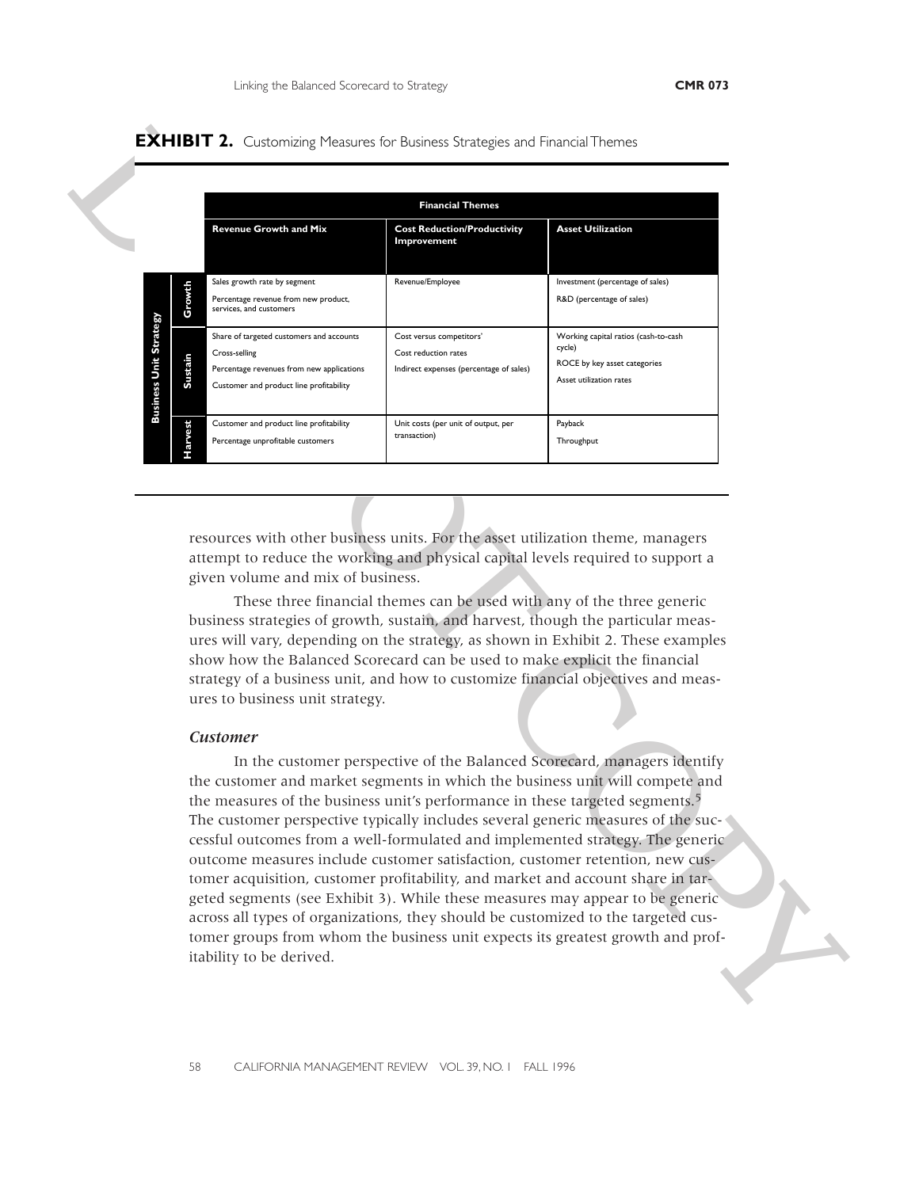**EXHIBIT 2.** Customizing Measures for Business Strategies and Financial Themes

| Business Unit Strategy | Financial Themes: Revenue Growth and Mix | Financial Themes: Cost Reduction/Productivity Improvement | Financial Themes: Asset Utilization |
|---|---|---|---|
| Growth | Sales growth rate by segment<br>Percentage revenue from new product, services, and customers | Revenue/Employee | Investment (percentage of sales)<br>R&D (percentage of sales) |
| Sustain | Share of targeted customers and accounts<br>Cross-selling<br>Percentage revenues from new applications<br>Customer and product line profitability | Cost versus competitors'<br>Cost reduction rates<br>Indirect expenses (percentage of sales) | Working capital ratios (cash-to-cash cycle)<br>ROCE by key asset categories<br>Asset utilization rates |
| Harvest | Customer and product line profitability<br>Percentage unprofitable customers | Unit costs (per unit of output, per transaction) | Payback<br>Throughput |

resources with other business units. For the asset utilization theme, managers attempt to reduce the working and physical capital levels required to support a given volume and mix of business.

These three financial themes can be used with any of the three generic business strategies of growth, sustain, and harvest, though the particular measures will vary, depending on the strategy, as shown in Exhibit 2. These examples show how the Balanced Scorecard can be used to make explicit the financial strategy of a business unit, and how to customize financial objectives and measures to business unit strategy.

### *Customer*

In the customer perspective of the Balanced Scorecard, managers identify the customer and market segments in which the business unit will compete and the measures of the business unit's performance in these targeted segments.[5] The customer perspective typically includes several generic measures of the successful outcomes from a well-formulated and implemented strategy. The generic outcome measures include customer satisfaction, customer retention, new customer acquisition, customer profitability, and market and account share in targeted segments (see Exhibit 3). While these measures may appear to be generic across all types of organizations, they should be customized to the targeted customer groups from whom the business unit expects its greatest growth and profitability to be derived.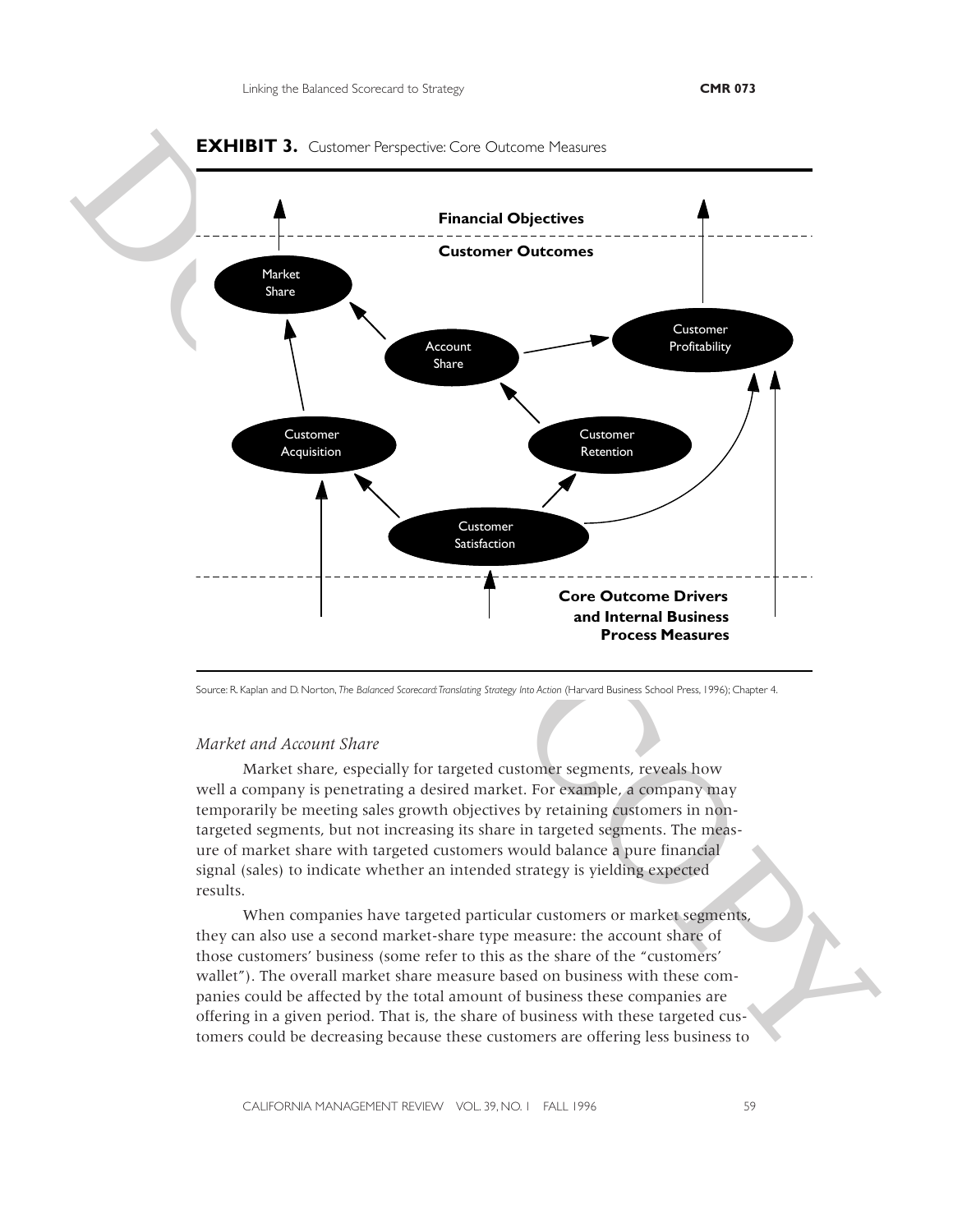**EXHIBIT 3.** Customer Perspective: Core Outcome Measures

Financial Objectives

Customer Outcomes

Market Share

Account Share

Customer Profitability

Customer Acquisition

Customer Retention

Customer Satisfaction

Core Outcome Drivers and Internal Business Process Measures

Source: R. Kaplan and D. Norton, *The Balanced Scorecard: Translating Strategy Into Action* (Harvard Business School Press, 1996); Chapter 4.

*Market and Account Share*

Market share, especially for targeted customer segments, reveals how well a company is penetrating a desired market. For example, a company may temporarily be meeting sales growth objectives by retaining customers in non-targeted segments, but not increasing its share in targeted segments. The measure of market share with targeted customers would balance a pure financial signal (sales) to indicate whether an intended strategy is yielding expected results.

When companies have targeted particular customers or market segments, they can also use a second market-share type measure: the account share of those customers' business (some refer to this as the share of the "customers' wallet"). The overall market share measure based on business with these companies could be affected by the total amount of business these companies are offering in a given period. That is, the share of business with these targeted customers could be decreasing because these customers are offering less business to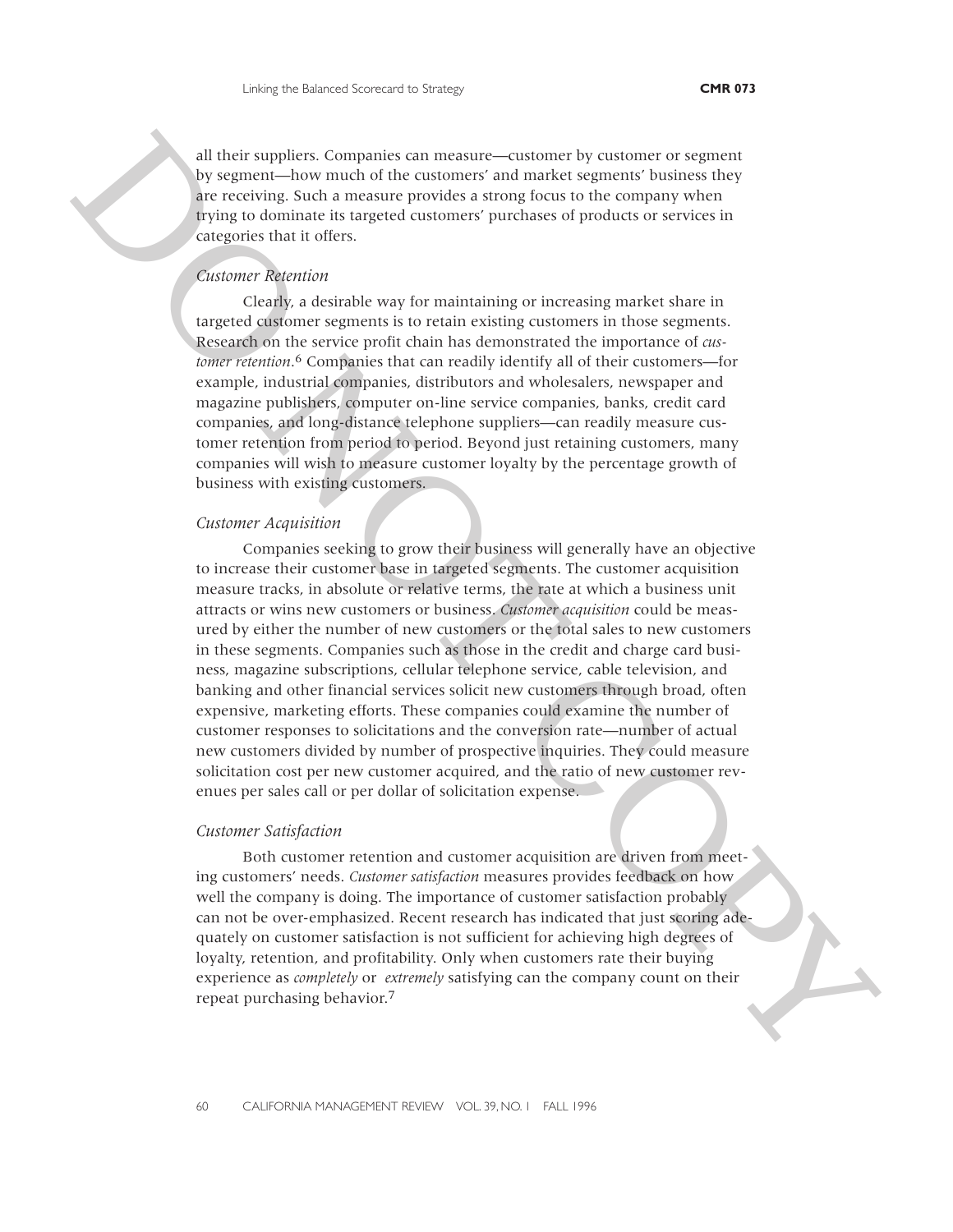all their suppliers. Companies can measure—customer by customer or segment by segment—how much of the customers' and market segments' business they are receiving. Such a measure provides a strong focus to the company when trying to dominate its targeted customers' purchases of products or services in categories that it offers.

*Customer Retention*

Clearly, a desirable way for maintaining or increasing market share in targeted customer segments is to retain existing customers in those segments. Research on the service profit chain has demonstrated the importance of *customer retention*.[6] Companies that can readily identify all of their customers—for example, industrial companies, distributors and wholesalers, newspaper and magazine publishers, computer on-line service companies, banks, credit card companies, and long-distance telephone suppliers—can readily measure customer retention from period to period. Beyond just retaining customers, many companies will wish to measure customer loyalty by the percentage growth of business with existing customers.

*Customer Acquisition*

Companies seeking to grow their business will generally have an objective to increase their customer base in targeted segments. The customer acquisition measure tracks, in absolute or relative terms, the rate at which a business unit attracts or wins new customers or business. *Customer acquisition* could be measured by either the number of new customers or the total sales to new customers in these segments. Companies such as those in the credit and charge card business, magazine subscriptions, cellular telephone service, cable television, and banking and other financial services solicit new customers through broad, often expensive, marketing efforts. These companies could examine the number of customer responses to solicitations and the conversion rate—number of actual new customers divided by number of prospective inquiries. They could measure solicitation cost per new customer acquired, and the ratio of new customer revenues per sales call or per dollar of solicitation expense.

*Customer Satisfaction*

Both customer retention and customer acquisition are driven from meeting customers' needs. *Customer satisfaction* measures provides feedback on how well the company is doing. The importance of customer satisfaction probably can not be over-emphasized. Recent research has indicated that just scoring adequately on customer satisfaction is not sufficient for achieving high degrees of loyalty, retention, and profitability. Only when customers rate their buying experience as *completely* or *extremely* satisfying can the company count on their repeat purchasing behavior.[7]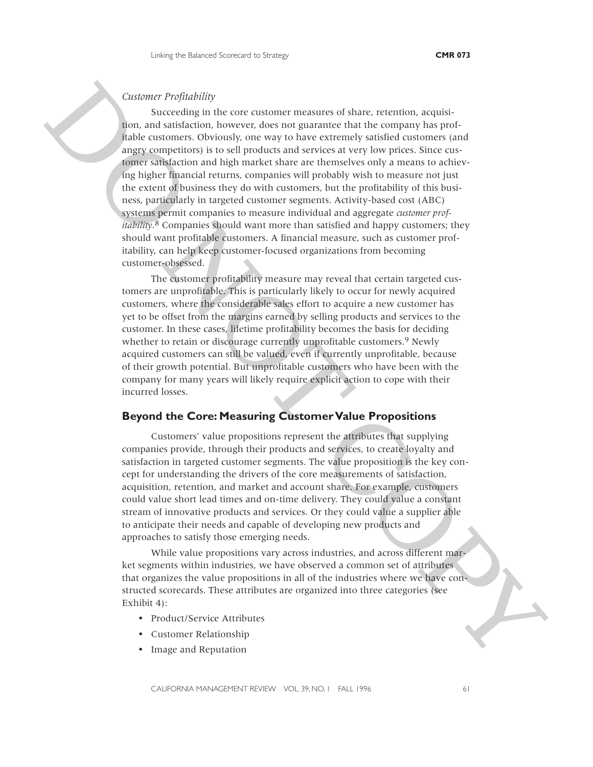*Customer Profitability*

Succeeding in the core customer measures of share, retention, acquisition, and satisfaction, however, does not guarantee that the company has profitable customers. Obviously, one way to have extremely satisfied customers (and angry competitors) is to sell products and services at very low prices. Since customer satisfaction and high market share are themselves only a means to achieving higher financial returns, companies will probably wish to measure not just the extent of business they do with customers, but the profitability of this business, particularly in targeted customer segments. Activity-based cost (ABC) systems permit companies to measure individual and aggregate *customer profitability*.[8] Companies should want more than satisfied and happy customers; they should want profitable customers. A financial measure, such as customer profitability, can help keep customer-focused organizations from becoming customer-obsessed.

The customer profitability measure may reveal that certain targeted customers are unprofitable. This is particularly likely to occur for newly acquired customers, where the considerable sales effort to acquire a new customer has yet to be offset from the margins earned by selling products and services to the customer. In these cases, lifetime profitability becomes the basis for deciding whether to retain or discourage currently unprofitable customers.[9] Newly acquired customers can still be valued, even if currently unprofitable, because of their growth potential. But unprofitable customers who have been with the company for many years will likely require explicit action to cope with their incurred losses.

## Beyond the Core: Measuring Customer Value Propositions

Customers' value propositions represent the attributes that supplying companies provide, through their products and services, to create loyalty and satisfaction in targeted customer segments. The value proposition is the key concept for understanding the drivers of the core measurements of satisfaction, acquisition, retention, and market and account share. For example, customers could value short lead times and on-time delivery. They could value a constant stream of innovative products and services. Or they could value a supplier able to anticipate their needs and capable of developing new products and approaches to satisfy those emerging needs.

While value propositions vary across industries, and across different market segments within industries, we have observed a common set of attributes that organizes the value propositions in all of the industries where we have constructed scorecards. These attributes are organized into three categories (see Exhibit 4):

- Product/Service Attributes
- Customer Relationship
- Image and Reputation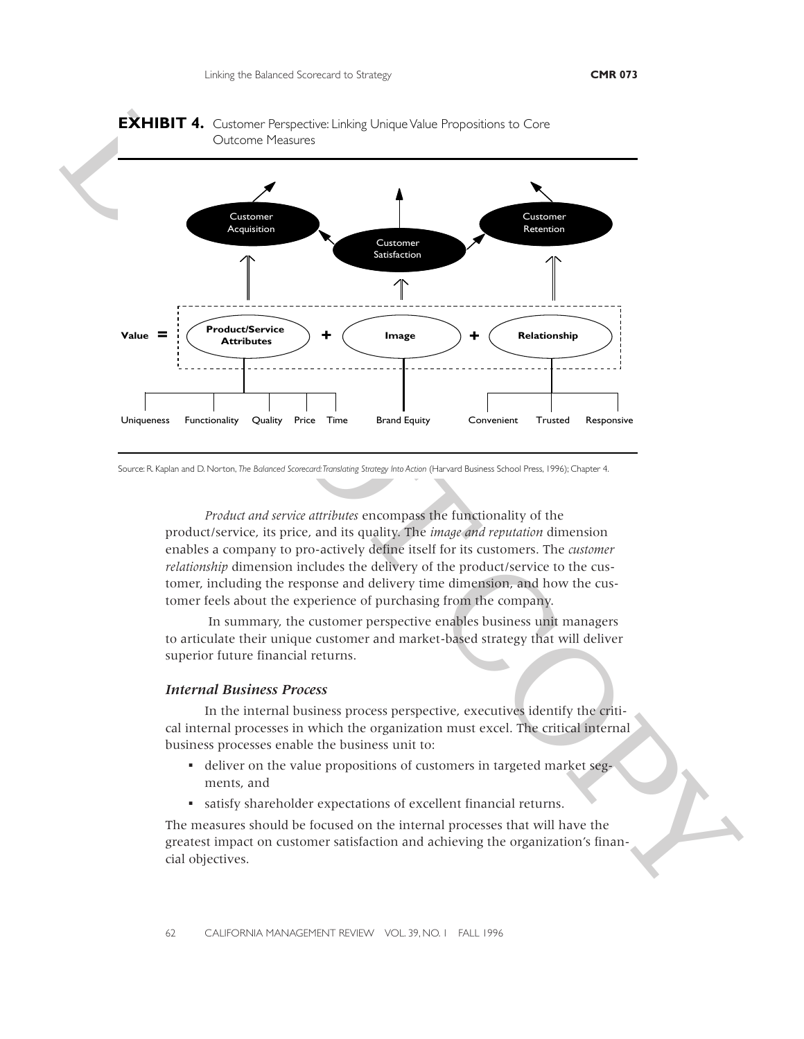**EXHIBIT 4.** Customer Perspective: Linking Unique Value Propositions to Core Outcome Measures

Customer Acquisition — Customer Satisfaction — Customer Retention

Value = Product/Service Attributes + Image + Relationship

Uniqueness, Functionality, Quality, Price, Time — Brand Equity — Convenient, Trusted, Responsive

Source: R. Kaplan and D. Norton, *The Balanced Scorecard: Translating Strategy Into Action* (Harvard Business School Press, 1996); Chapter 4.

*Product and service attributes* encompass the functionality of the product/service, its price, and its quality. The *image and reputation* dimension enables a company to pro-actively define itself for its customers. The *customer relationship* dimension includes the delivery of the product/service to the customer, including the response and delivery time dimension, and how the customer feels about the experience of purchasing from the company.

In summary, the customer perspective enables business unit managers to articulate their unique customer and market-based strategy that will deliver superior future financial returns.

### *Internal Business Process*

In the internal business process perspective, executives identify the critical internal processes in which the organization must excel. The critical internal business processes enable the business unit to:

- deliver on the value propositions of customers in targeted market segments, and
- satisfy shareholder expectations of excellent financial returns.

The measures should be focused on the internal processes that will have the greatest impact on customer satisfaction and achieving the organization's financial objectives.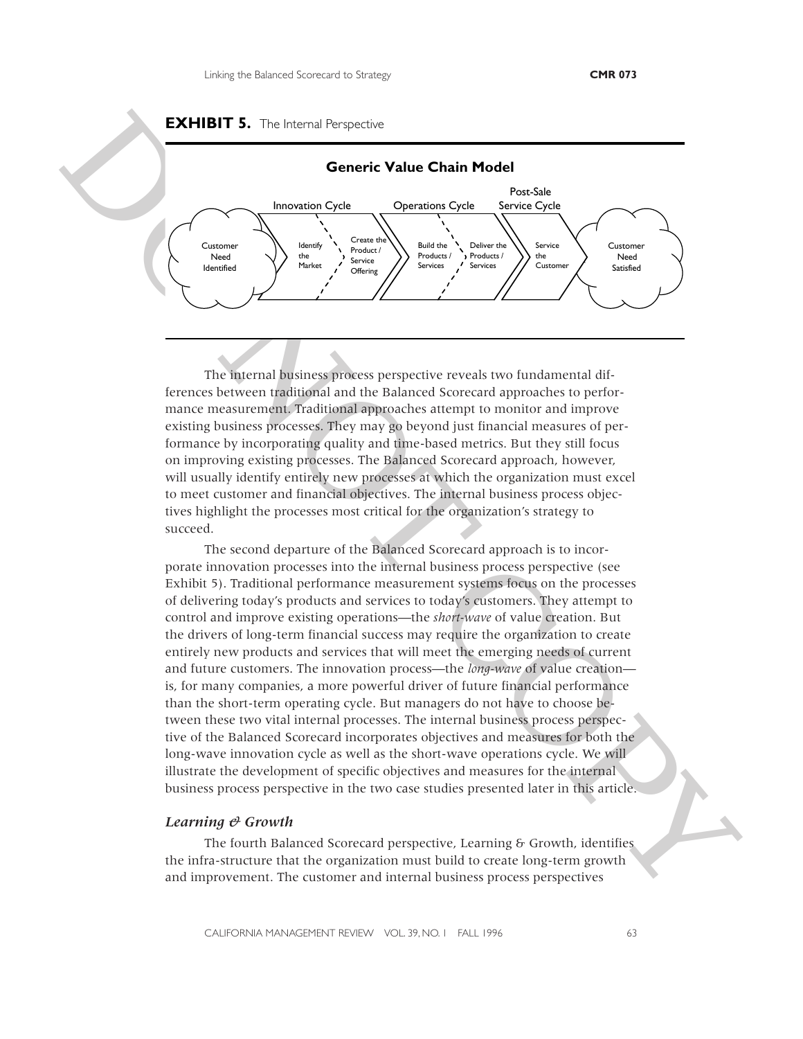**EXHIBIT 5.** The Internal Perspective

**Generic Value Chain Model**

Customer Need Identified → Innovation Cycle (Identify the Market → Create the Product / Service Offering) → Operations Cycle (Build the Products / Services → Deliver the Products / Services) → Post-Sale Service Cycle (Service the Customer) → Customer Need Satisfied

The internal business process perspective reveals two fundamental differences between traditional and the Balanced Scorecard approaches to performance measurement. Traditional approaches attempt to monitor and improve existing business processes. They may go beyond just financial measures of performance by incorporating quality and time-based metrics. But they still focus on improving existing processes. The Balanced Scorecard approach, however, will usually identify entirely new processes at which the organization must excel to meet customer and financial objectives. The internal business process objectives highlight the processes most critical for the organization's strategy to succeed.

The second departure of the Balanced Scorecard approach is to incorporate innovation processes into the internal business process perspective (see Exhibit 5). Traditional performance measurement systems focus on the processes of delivering today's products and services to today's customers. They attempt to control and improve existing operations—the *short-wave* of value creation. But the drivers of long-term financial success may require the organization to create entirely new products and services that will meet the emerging needs of current and future customers. The innovation process—the *long-wave* of value creation—is, for many companies, a more powerful driver of future financial performance than the short-term operating cycle. But managers do not have to choose between these two vital internal processes. The internal business process perspective of the Balanced Scorecard incorporates objectives and measures for both the long-wave innovation cycle as well as the short-wave operations cycle. We will illustrate the development of specific objectives and measures for the internal business process perspective in the two case studies presented later in this article.

### *Learning & Growth*

The fourth Balanced Scorecard perspective, Learning & Growth, identifies the infra-structure that the organization must build to create long-term growth and improvement. The customer and internal business process perspectives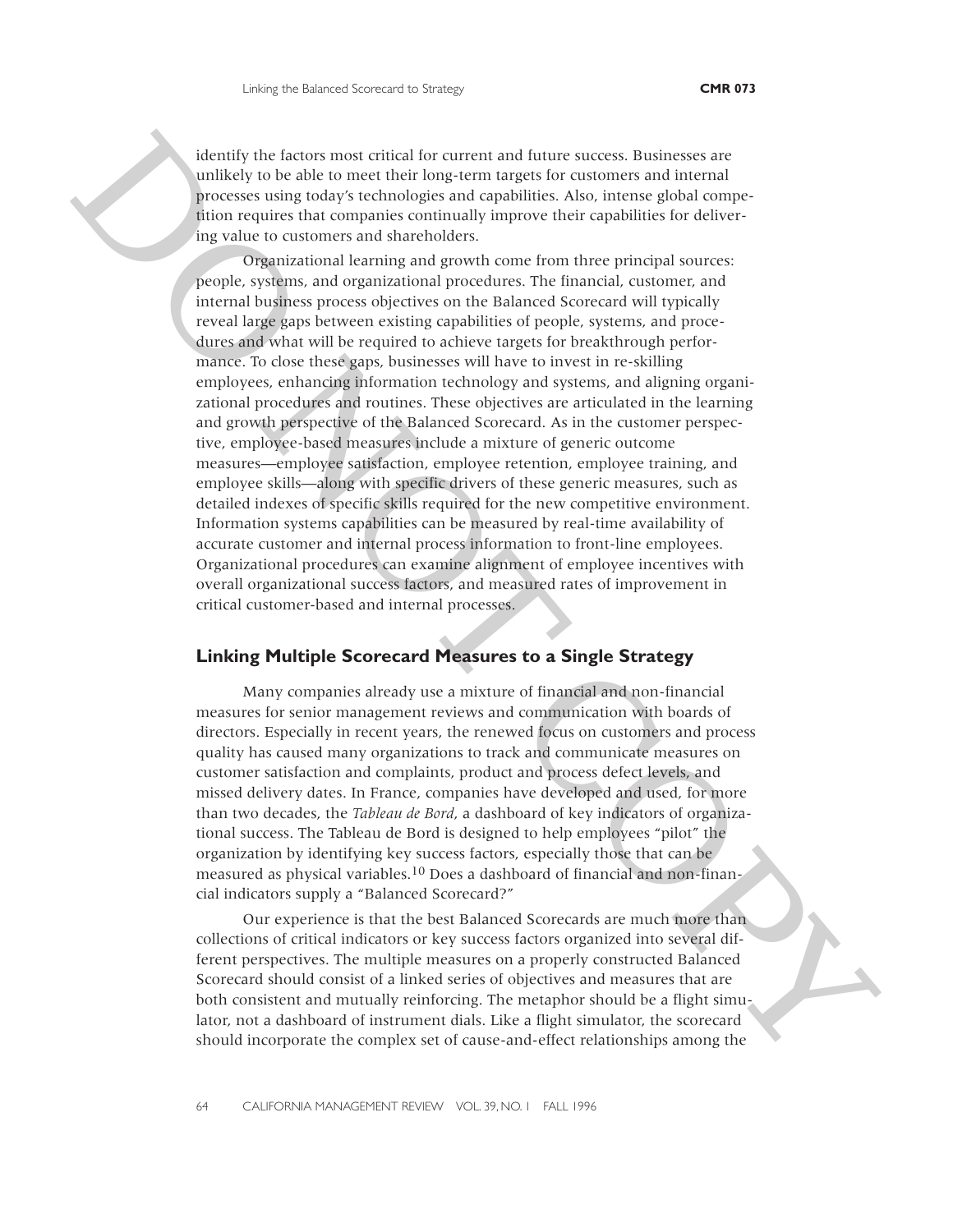identify the factors most critical for current and future success. Businesses are unlikely to be able to meet their long-term targets for customers and internal processes using today's technologies and capabilities. Also, intense global competition requires that companies continually improve their capabilities for delivering value to customers and shareholders.

Organizational learning and growth come from three principal sources: people, systems, and organizational procedures. The financial, customer, and internal business process objectives on the Balanced Scorecard will typically reveal large gaps between existing capabilities of people, systems, and procedures and what will be required to achieve targets for breakthrough performance. To close these gaps, businesses will have to invest in re-skilling employees, enhancing information technology and systems, and aligning organizational procedures and routines. These objectives are articulated in the learning and growth perspective of the Balanced Scorecard. As in the customer perspective, employee-based measures include a mixture of generic outcome measures—employee satisfaction, employee retention, employee training, and employee skills—along with specific drivers of these generic measures, such as detailed indexes of specific skills required for the new competitive environment. Information systems capabilities can be measured by real-time availability of accurate customer and internal process information to front-line employees. Organizational procedures can examine alignment of employee incentives with overall organizational success factors, and measured rates of improvement in critical customer-based and internal processes.

## Linking Multiple Scorecard Measures to a Single Strategy

Many companies already use a mixture of financial and non-financial measures for senior management reviews and communication with boards of directors. Especially in recent years, the renewed focus on customers and process quality has caused many organizations to track and communicate measures on customer satisfaction and complaints, product and process defect levels, and missed delivery dates. In France, companies have developed and used, for more than two decades, the *Tableau de Bord*, a dashboard of key indicators of organizational success. The Tableau de Bord is designed to help employees "pilot" the organization by identifying key success factors, especially those that can be measured as physical variables.[10] Does a dashboard of financial and non-financial indicators supply a "Balanced Scorecard?"

Our experience is that the best Balanced Scorecards are much more than collections of critical indicators or key success factors organized into several different perspectives. The multiple measures on a properly constructed Balanced Scorecard should consist of a linked series of objectives and measures that are both consistent and mutually reinforcing. The metaphor should be a flight simulator, not a dashboard of instrument dials. Like a flight simulator, the scorecard should incorporate the complex set of cause-and-effect relationships among the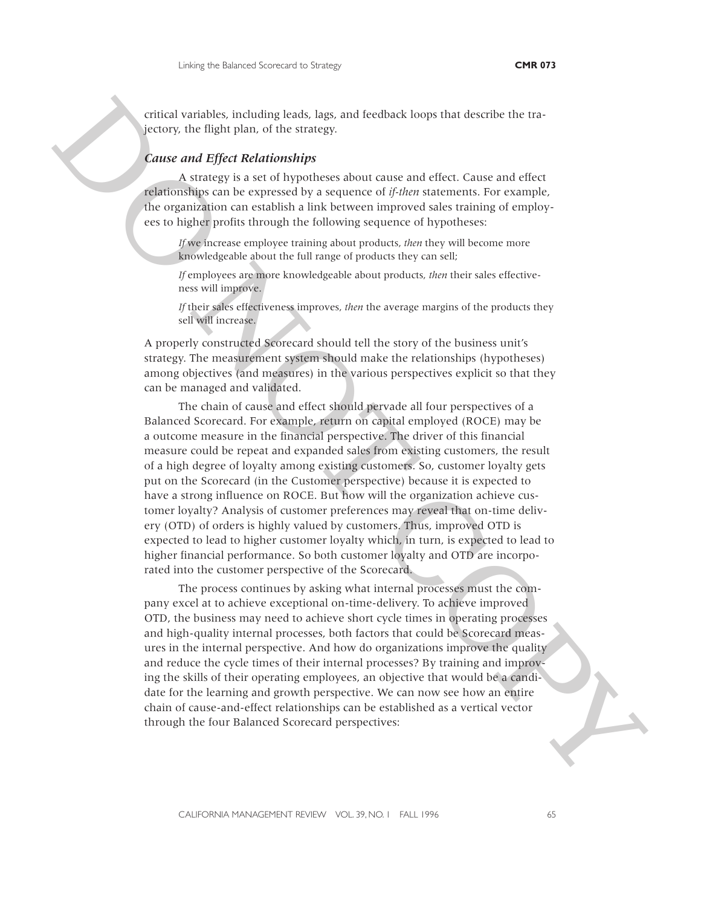critical variables, including leads, lags, and feedback loops that describe the trajectory, the flight plan, of the strategy.

### *Cause and Effect Relationships*

A strategy is a set of hypotheses about cause and effect. Cause and effect relationships can be expressed by a sequence of *if-then* statements. For example, the organization can establish a link between improved sales training of employees to higher profits through the following sequence of hypotheses:

> *If* we increase employee training about products, *then* they will become more knowledgeable about the full range of products they can sell;
>
> *If* employees are more knowledgeable about products, *then* their sales effectiveness will improve.
>
> *If* their sales effectiveness improves, *then* the average margins of the products they sell will increase.

A properly constructed Scorecard should tell the story of the business unit's strategy. The measurement system should make the relationships (hypotheses) among objectives (and measures) in the various perspectives explicit so that they can be managed and validated.

The chain of cause and effect should pervade all four perspectives of a Balanced Scorecard. For example, return on capital employed (ROCE) may be a outcome measure in the financial perspective. The driver of this financial measure could be repeat and expanded sales from existing customers, the result of a high degree of loyalty among existing customers. So, customer loyalty gets put on the Scorecard (in the Customer perspective) because it is expected to have a strong influence on ROCE. But how will the organization achieve customer loyalty? Analysis of customer preferences may reveal that on-time delivery (OTD) of orders is highly valued by customers. Thus, improved OTD is expected to lead to higher customer loyalty which, in turn, is expected to lead to higher financial performance. So both customer loyalty and OTD are incorporated into the customer perspective of the Scorecard.

The process continues by asking what internal processes must the company excel at to achieve exceptional on-time-delivery. To achieve improved OTD, the business may need to achieve short cycle times in operating processes and high-quality internal processes, both factors that could be Scorecard measures in the internal perspective. And how do organizations improve the quality and reduce the cycle times of their internal processes? By training and improving the skills of their operating employees, an objective that would be a candidate for the learning and growth perspective. We can now see how an entire chain of cause-and-effect relationships can be established as a vertical vector through the four Balanced Scorecard perspectives: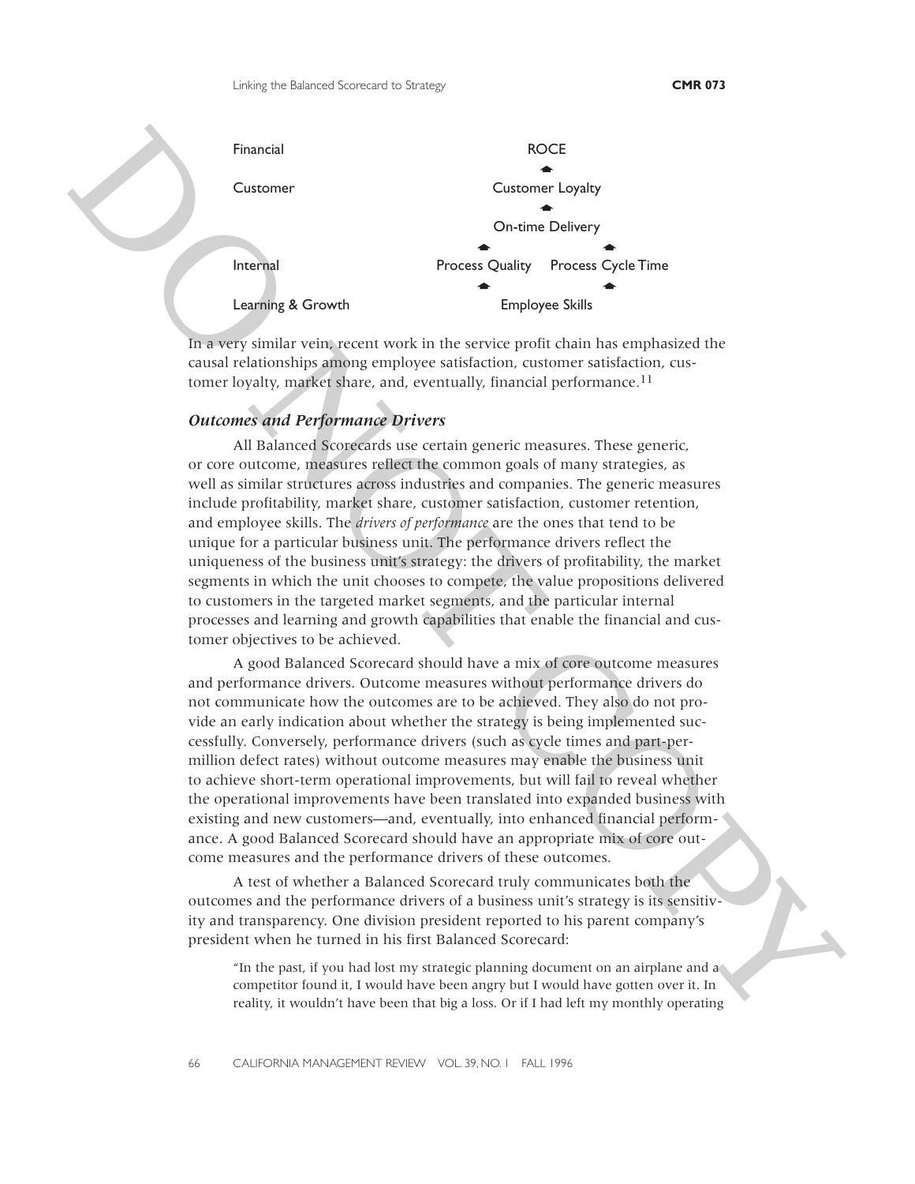| | |
|---|---|
| Financial | ROCE |
| | ↑ |
| Customer | Customer Loyalty |
| | ↑ |
| | On-time Delivery |
| | ↑ ↑ |
| Internal | Process Quality   Process Cycle Time |
| | ↑ ↑ |
| Learning & Growth | Employee Skills |

In a very similar vein, recent work in the service profit chain has emphasized the causal relationships among employee satisfaction, customer satisfaction, customer loyalty, market share, and, eventually, financial performance.[11]

### *Outcomes and Performance Drivers*

All Balanced Scorecards use certain generic measures. These generic, or core outcome, measures reflect the common goals of many strategies, as well as similar structures across industries and companies. The generic measures include profitability, market share, customer satisfaction, customer retention, and employee skills. The *drivers of performance* are the ones that tend to be unique for a particular business unit. The performance drivers reflect the uniqueness of the business unit's strategy: the drivers of profitability, the market segments in which the unit chooses to compete, the value propositions delivered to customers in the targeted market segments, and the particular internal processes and learning and growth capabilities that enable the financial and customer objectives to be achieved.

A good Balanced Scorecard should have a mix of core outcome measures and performance drivers. Outcome measures without performance drivers do not communicate how the outcomes are to be achieved. They also do not provide an early indication about whether the strategy is being implemented successfully. Conversely, performance drivers (such as cycle times and part-per-million defect rates) without outcome measures may enable the business unit to achieve short-term operational improvements, but will fail to reveal whether the operational improvements have been translated into expanded business with existing and new customers—and, eventually, into enhanced financial performance. A good Balanced Scorecard should have an appropriate mix of core outcome measures and the performance drivers of these outcomes.

A test of whether a Balanced Scorecard truly communicates both the outcomes and the performance drivers of a business unit's strategy is its sensitivity and transparency. One division president reported to his parent company's president when he turned in his first Balanced Scorecard:

> "In the past, if you had lost my strategic planning document on an airplane and a competitor found it, I would have been angry but I would have gotten over it. In reality, it wouldn't have been that big a loss. Or if I had left my monthly operating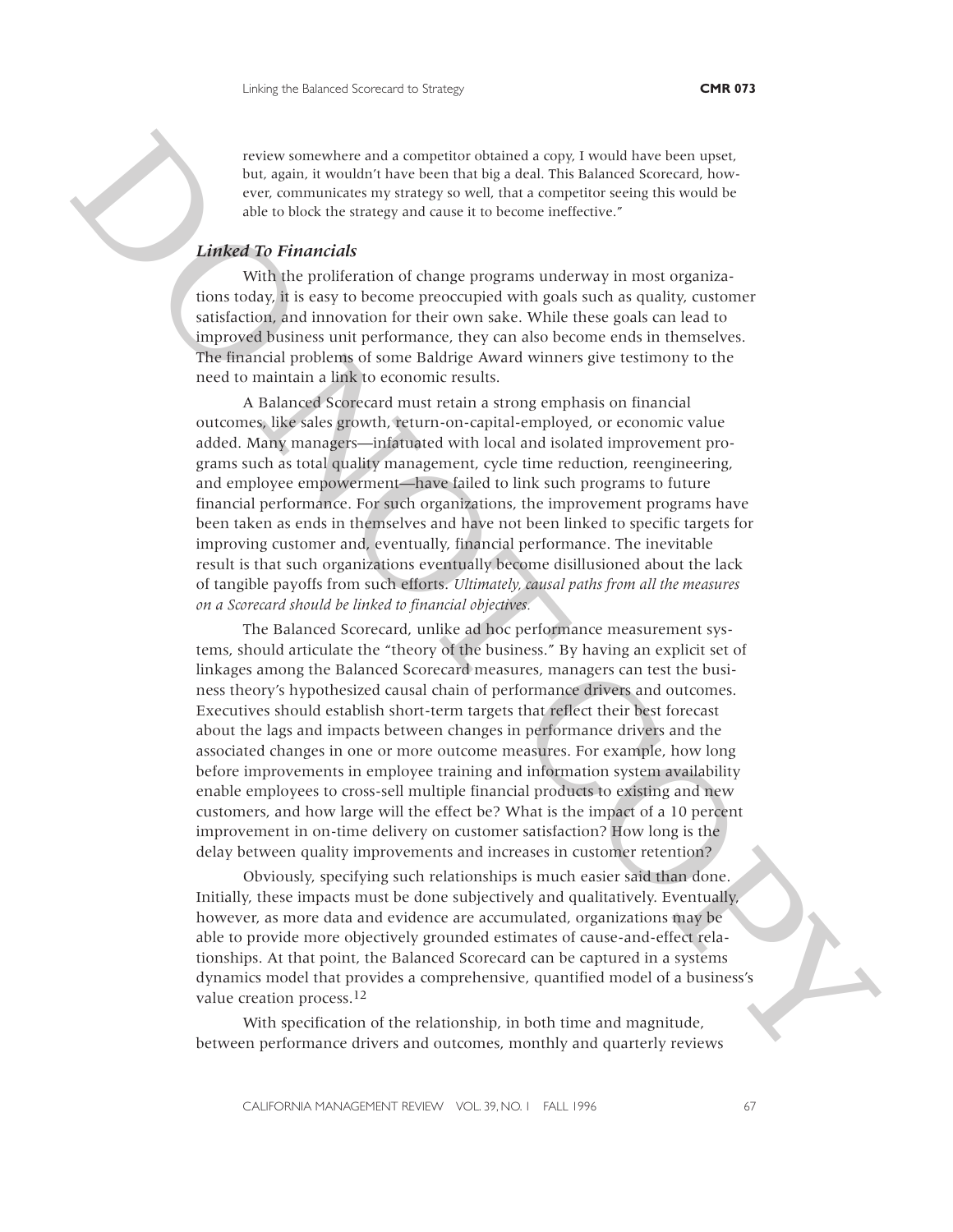review somewhere and a competitor obtained a copy, I would have been upset, but, again, it wouldn't have been that big a deal. This Balanced Scorecard, however, communicates my strategy so well, that a competitor seeing this would be able to block the strategy and cause it to become ineffective."

### *Linked To Financials*

With the proliferation of change programs underway in most organizations today, it is easy to become preoccupied with goals such as quality, customer satisfaction, and innovation for their own sake. While these goals can lead to improved business unit performance, they can also become ends in themselves. The financial problems of some Baldrige Award winners give testimony to the need to maintain a link to economic results.

A Balanced Scorecard must retain a strong emphasis on financial outcomes, like sales growth, return-on-capital-employed, or economic value added. Many managers—infatuated with local and isolated improvement programs such as total quality management, cycle time reduction, reengineering, and employee empowerment—have failed to link such programs to future financial performance. For such organizations, the improvement programs have been taken as ends in themselves and have not been linked to specific targets for improving customer and, eventually, financial performance. The inevitable result is that such organizations eventually become disillusioned about the lack of tangible payoffs from such efforts. *Ultimately, causal paths from all the measures on a Scorecard should be linked to financial objectives.*

The Balanced Scorecard, unlike ad hoc performance measurement systems, should articulate the "theory of the business." By having an explicit set of linkages among the Balanced Scorecard measures, managers can test the business theory's hypothesized causal chain of performance drivers and outcomes. Executives should establish short-term targets that reflect their best forecast about the lags and impacts between changes in performance drivers and the associated changes in one or more outcome measures. For example, how long before improvements in employee training and information system availability enable employees to cross-sell multiple financial products to existing and new customers, and how large will the effect be? What is the impact of a 10 percent improvement in on-time delivery on customer satisfaction? How long is the delay between quality improvements and increases in customer retention?

Obviously, specifying such relationships is much easier said than done. Initially, these impacts must be done subjectively and qualitatively. Eventually, however, as more data and evidence are accumulated, organizations may be able to provide more objectively grounded estimates of cause-and-effect relationships. At that point, the Balanced Scorecard can be captured in a systems dynamics model that provides a comprehensive, quantified model of a business's value creation process.[12]

With specification of the relationship, in both time and magnitude, between performance drivers and outcomes, monthly and quarterly reviews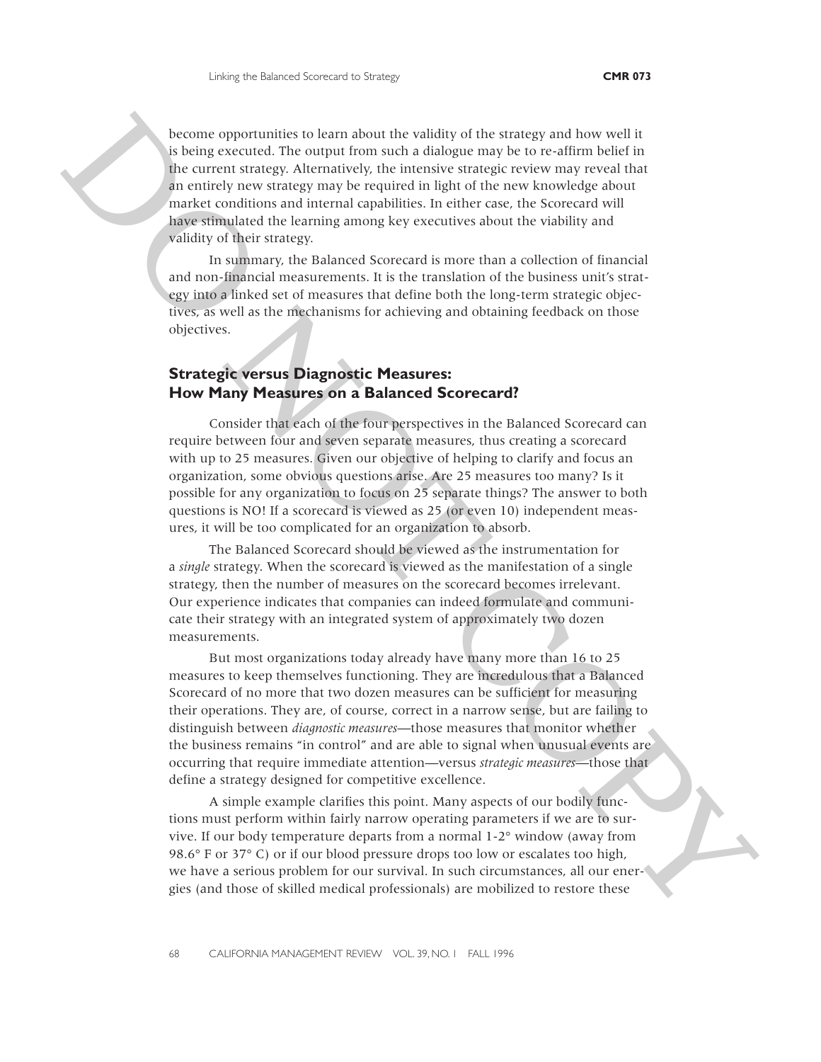become opportunities to learn about the validity of the strategy and how well it is being executed. The output from such a dialogue may be to re-affirm belief in the current strategy. Alternatively, the intensive strategic review may reveal that an entirely new strategy may be required in light of the new knowledge about market conditions and internal capabilities. In either case, the Scorecard will have stimulated the learning among key executives about the viability and validity of their strategy.

In summary, the Balanced Scorecard is more than a collection of financial and non-financial measurements. It is the translation of the business unit's strategy into a linked set of measures that define both the long-term strategic objectives, as well as the mechanisms for achieving and obtaining feedback on those objectives.

## Strategic versus Diagnostic Measures: How Many Measures on a Balanced Scorecard?

Consider that each of the four perspectives in the Balanced Scorecard can require between four and seven separate measures, thus creating a scorecard with up to 25 measures. Given our objective of helping to clarify and focus an organization, some obvious questions arise. Are 25 measures too many? Is it possible for any organization to focus on 25 separate things? The answer to both questions is NO! If a scorecard is viewed as 25 (or even 10) independent measures, it will be too complicated for an organization to absorb.

The Balanced Scorecard should be viewed as the instrumentation for a *single* strategy. When the scorecard is viewed as the manifestation of a single strategy, then the number of measures on the scorecard becomes irrelevant. Our experience indicates that companies can indeed formulate and communicate their strategy with an integrated system of approximately two dozen measurements.

But most organizations today already have many more than 16 to 25 measures to keep themselves functioning. They are incredulous that a Balanced Scorecard of no more that two dozen measures can be sufficient for measuring their operations. They are, of course, correct in a narrow sense, but are failing to distinguish between *diagnostic measures*—those measures that monitor whether the business remains "in control" and are able to signal when unusual events are occurring that require immediate attention—versus *strategic measures*—those that define a strategy designed for competitive excellence.

A simple example clarifies this point. Many aspects of our bodily functions must perform within fairly narrow operating parameters if we are to survive. If our body temperature departs from a normal 1-2° window (away from 98.6° F or 37° C) or if our blood pressure drops too low or escalates too high, we have a serious problem for our survival. In such circumstances, all our energies (and those of skilled medical professionals) are mobilized to restore these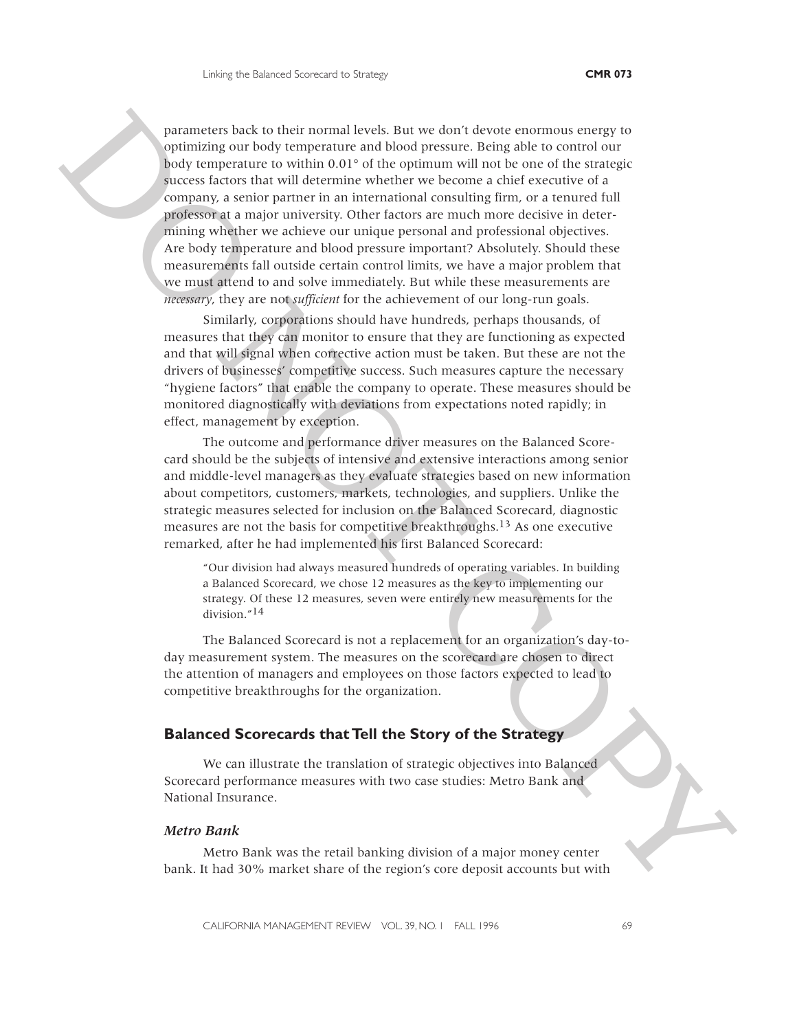parameters back to their normal levels. But we don't devote enormous energy to optimizing our body temperature and blood pressure. Being able to control our body temperature to within 0.01° of the optimum will not be one of the strategic success factors that will determine whether we become a chief executive of a company, a senior partner in an international consulting firm, or a tenured full professor at a major university. Other factors are much more decisive in determining whether we achieve our unique personal and professional objectives. Are body temperature and blood pressure important? Absolutely. Should these measurements fall outside certain control limits, we have a major problem that we must attend to and solve immediately. But while these measurements are *necessary*, they are not *sufficient* for the achievement of our long-run goals.

Similarly, corporations should have hundreds, perhaps thousands, of measures that they can monitor to ensure that they are functioning as expected and that will signal when corrective action must be taken. But these are not the drivers of businesses' competitive success. Such measures capture the necessary "hygiene factors" that enable the company to operate. These measures should be monitored diagnostically with deviations from expectations noted rapidly; in effect, management by exception.

The outcome and performance driver measures on the Balanced Scorecard should be the subjects of intensive and extensive interactions among senior and middle-level managers as they evaluate strategies based on new information about competitors, customers, markets, technologies, and suppliers. Unlike the strategic measures selected for inclusion on the Balanced Scorecard, diagnostic measures are not the basis for competitive breakthroughs.[13] As one executive remarked, after he had implemented his first Balanced Scorecard:

> "Our division had always measured hundreds of operating variables. In building a Balanced Scorecard, we chose 12 measures as the key to implementing our strategy. Of these 12 measures, seven were entirely new measurements for the division."[14]

The Balanced Scorecard is not a replacement for an organization's day-to-day measurement system. The measures on the scorecard are chosen to direct the attention of managers and employees on those factors expected to lead to competitive breakthroughs for the organization.

## Balanced Scorecards that Tell the Story of the Strategy

We can illustrate the translation of strategic objectives into Balanced Scorecard performance measures with two case studies: Metro Bank and National Insurance.

### *Metro Bank*

Metro Bank was the retail banking division of a major money center bank. It had 30% market share of the region's core deposit accounts but with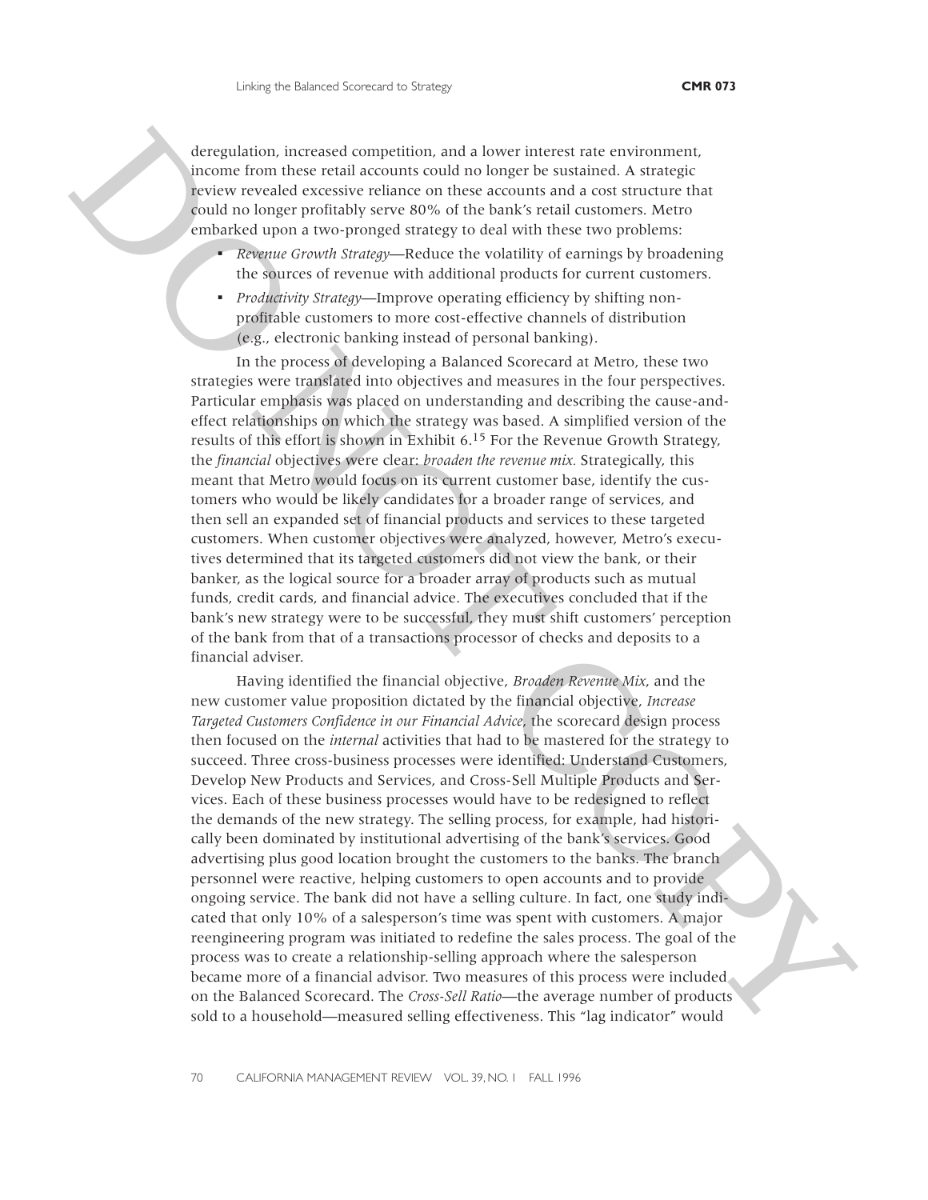deregulation, increased competition, and a lower interest rate environment, income from these retail accounts could no longer be sustained. A strategic review revealed excessive reliance on these accounts and a cost structure that could no longer profitably serve 80% of the bank's retail customers. Metro embarked upon a two-pronged strategy to deal with these two problems:

- *Revenue Growth Strategy*—Reduce the volatility of earnings by broadening the sources of revenue with additional products for current customers.
- *Productivity Strategy*—Improve operating efficiency by shifting non-profitable customers to more cost-effective channels of distribution (e.g., electronic banking instead of personal banking).

In the process of developing a Balanced Scorecard at Metro, these two strategies were translated into objectives and measures in the four perspectives. Particular emphasis was placed on understanding and describing the cause-and-effect relationships on which the strategy was based. A simplified version of the results of this effort is shown in Exhibit 6.[15] For the Revenue Growth Strategy, the *financial* objectives were clear: *broaden the revenue mix.* Strategically, this meant that Metro would focus on its current customer base, identify the customers who would be likely candidates for a broader range of services, and then sell an expanded set of financial products and services to these targeted customers. When customer objectives were analyzed, however, Metro's executives determined that its targeted customers did not view the bank, or their banker, as the logical source for a broader array of products such as mutual funds, credit cards, and financial advice. The executives concluded that if the bank's new strategy were to be successful, they must shift customers' perception of the bank from that of a transactions processor of checks and deposits to a financial adviser.

Having identified the financial objective, *Broaden Revenue Mix,* and the new customer value proposition dictated by the financial objective, *Increase Targeted Customers Confidence in our Financial Advice*, the scorecard design process then focused on the *internal* activities that had to be mastered for the strategy to succeed. Three cross-business processes were identified: Understand Customers, Develop New Products and Services, and Cross-Sell Multiple Products and Services. Each of these business processes would have to be redesigned to reflect the demands of the new strategy. The selling process, for example, had historically been dominated by institutional advertising of the bank's services. Good advertising plus good location brought the customers to the banks. The branch personnel were reactive, helping customers to open accounts and to provide ongoing service. The bank did not have a selling culture. In fact, one study indicated that only 10% of a salesperson's time was spent with customers. A major reengineering program was initiated to redefine the sales process. The goal of the process was to create a relationship-selling approach where the salesperson became more of a financial advisor. Two measures of this process were included on the Balanced Scorecard. The *Cross-Sell Ratio*—the average number of products sold to a household—measured selling effectiveness. This "lag indicator" would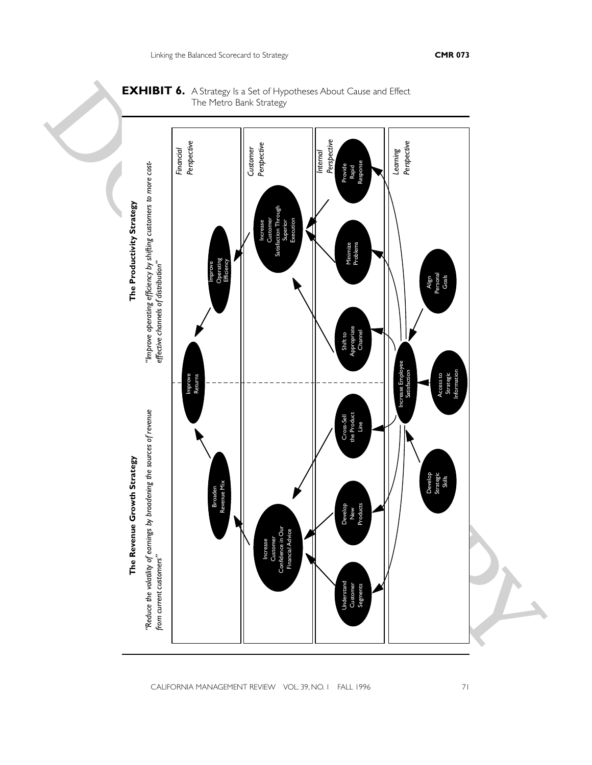**EXHIBIT 6.** A Strategy Is a Set of Hypotheses About Cause and Effect
The Metro Bank Strategy

**The Revenue Growth Strategy**

*"Reduce the volatility of earnings by broadening the sources of revenue from current customers"*

**The Productivity Strategy**

*"Improve operating efficiency by shifting customers to more cost-effective channels of distribution"*

*Financial Perspective*

- Improve Returns
- Broaden Revenue Mix
- Improve Operating Efficiency

*Customer Perspective*

- Increase Customer Confidence in Our Financial Advice
- Increase Customer Satisfaction Through Superior Execution

*Internal Perspective*

- Understand Customer Segments
- Develop New Products
- Cross-Sell the Product Line
- Shift to Appropriate Channel
- Minimize Problems
- Provide Rapid Response

*Learning Perspective*

- Develop Strategic Skills
- Access to Strategic Information
- Increase Employee Satisfaction
- Align Personal Goals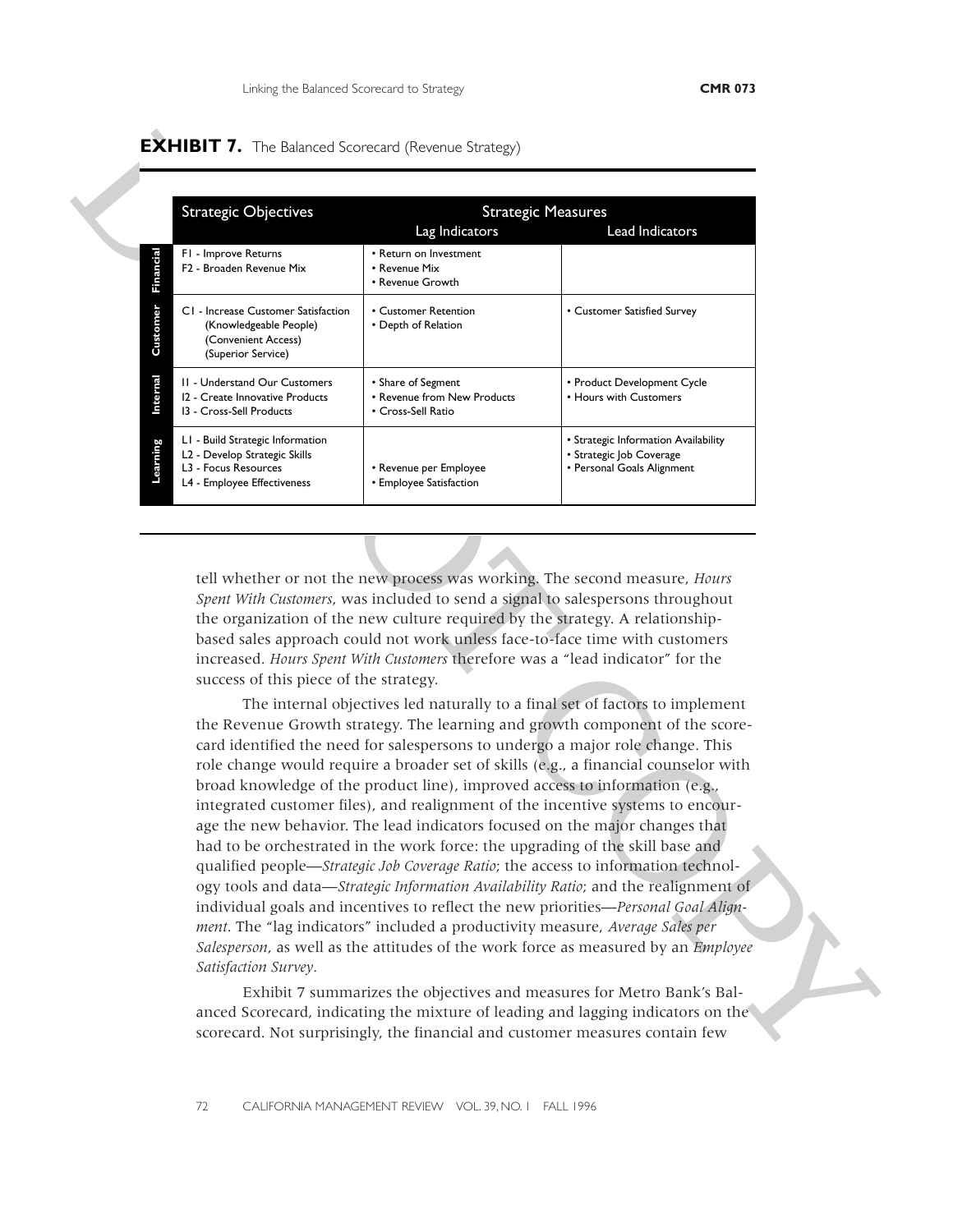**EXHIBIT 7.** The Balanced Scorecard (Revenue Strategy)

| | Strategic Objectives | Strategic Measures | |
|---|---|---|---|
| | | Lag Indicators | Lead Indicators |
| Financial | F1 - Improve Returns<br>F2 - Broaden Revenue Mix | • Return on Investment<br>• Revenue Mix<br>• Revenue Growth | |
| Customer | C1 - Increase Customer Satisfaction (Knowledgeable People) (Convenient Access) (Superior Service) | • Customer Retention<br>• Depth of Relation | • Customer Satisfied Survey |
| Internal | I1 - Understand Our Customers<br>I2 - Create Innovative Products<br>I3 - Cross-Sell Products | • Share of Segment<br>• Revenue from New Products<br>• Cross-Sell Ratio | • Product Development Cycle<br>• Hours with Customers |
| Learning | L1 - Build Strategic Information<br>L2 - Develop Strategic Skills<br>L3 - Focus Resources<br>L4 - Employee Effectiveness | • Revenue per Employee<br>• Employee Satisfaction | • Strategic Information Availability<br>• Strategic Job Coverage<br>• Personal Goals Alignment |

tell whether or not the new process was working. The second measure, *Hours Spent With Customers*, was included to send a signal to salespersons throughout the organization of the new culture required by the strategy. A relationship-based sales approach could not work unless face-to-face time with customers increased. *Hours Spent With Customers* therefore was a "lead indicator" for the success of this piece of the strategy.

The internal objectives led naturally to a final set of factors to implement the Revenue Growth strategy. The learning and growth component of the scorecard identified the need for salespersons to undergo a major role change. This role change would require a broader set of skills (e.g., a financial counselor with broad knowledge of the product line), improved access to information (e.g., integrated customer files), and realignment of the incentive systems to encourage the new behavior. The lead indicators focused on the major changes that had to be orchestrated in the work force: the upgrading of the skill base and qualified people—*Strategic Job Coverage Ratio*; the access to information technology tools and data—*Strategic Information Availability Ratio*; and the realignment of individual goals and incentives to reflect the new priorities—*Personal Goal Alignment*. The "lag indicators" included a productivity measure, *Average Sales per Salesperson*, as well as the attitudes of the work force as measured by an *Employee Satisfaction Survey*.

Exhibit 7 summarizes the objectives and measures for Metro Bank's Balanced Scorecard, indicating the mixture of leading and lagging indicators on the scorecard. Not surprisingly, the financial and customer measures contain few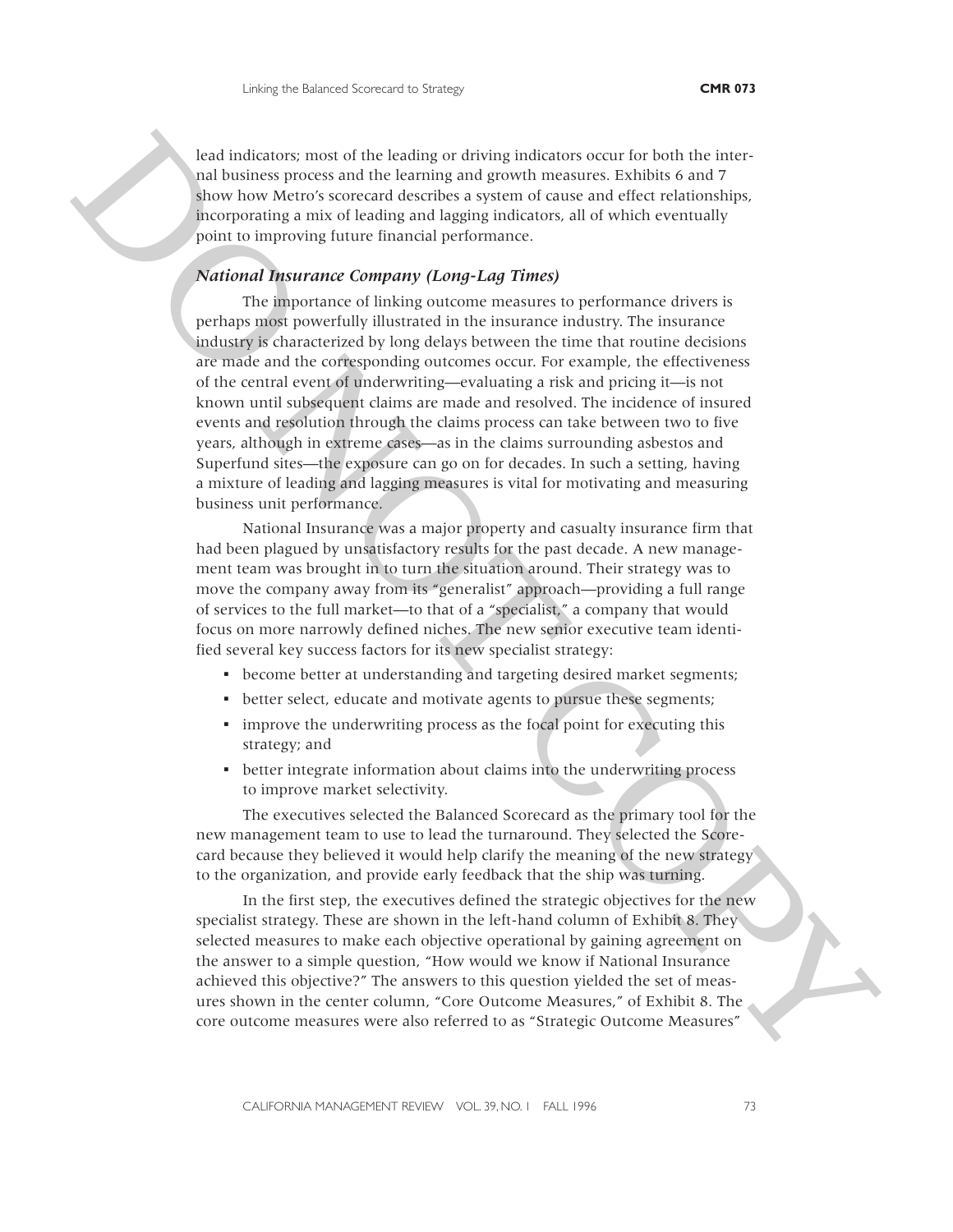lead indicators; most of the leading or driving indicators occur for both the internal business process and the learning and growth measures. Exhibits 6 and 7 show how Metro's scorecard describes a system of cause and effect relationships, incorporating a mix of leading and lagging indicators, all of which eventually point to improving future financial performance.

### *National Insurance Company (Long-Lag Times)*

The importance of linking outcome measures to performance drivers is perhaps most powerfully illustrated in the insurance industry. The insurance industry is characterized by long delays between the time that routine decisions are made and the corresponding outcomes occur. For example, the effectiveness of the central event of underwriting—evaluating a risk and pricing it—is not known until subsequent claims are made and resolved. The incidence of insured events and resolution through the claims process can take between two to five years, although in extreme cases—as in the claims surrounding asbestos and Superfund sites—the exposure can go on for decades. In such a setting, having a mixture of leading and lagging measures is vital for motivating and measuring business unit performance.

National Insurance was a major property and casualty insurance firm that had been plagued by unsatisfactory results for the past decade. A new management team was brought in to turn the situation around. Their strategy was to move the company away from its "generalist" approach—providing a full range of services to the full market—to that of a "specialist," a company that would focus on more narrowly defined niches. The new senior executive team identified several key success factors for its new specialist strategy:

- become better at understanding and targeting desired market segments;
- better select, educate and motivate agents to pursue these segments;
- improve the underwriting process as the focal point for executing this strategy; and
- better integrate information about claims into the underwriting process to improve market selectivity.

The executives selected the Balanced Scorecard as the primary tool for the new management team to use to lead the turnaround. They selected the Scorecard because they believed it would help clarify the meaning of the new strategy to the organization, and provide early feedback that the ship was turning.

In the first step, the executives defined the strategic objectives for the new specialist strategy. These are shown in the left-hand column of Exhibit 8. They selected measures to make each objective operational by gaining agreement on the answer to a simple question, "How would we know if National Insurance achieved this objective?" The answers to this question yielded the set of measures shown in the center column, "Core Outcome Measures," of Exhibit 8. The core outcome measures were also referred to as "Strategic Outcome Measures"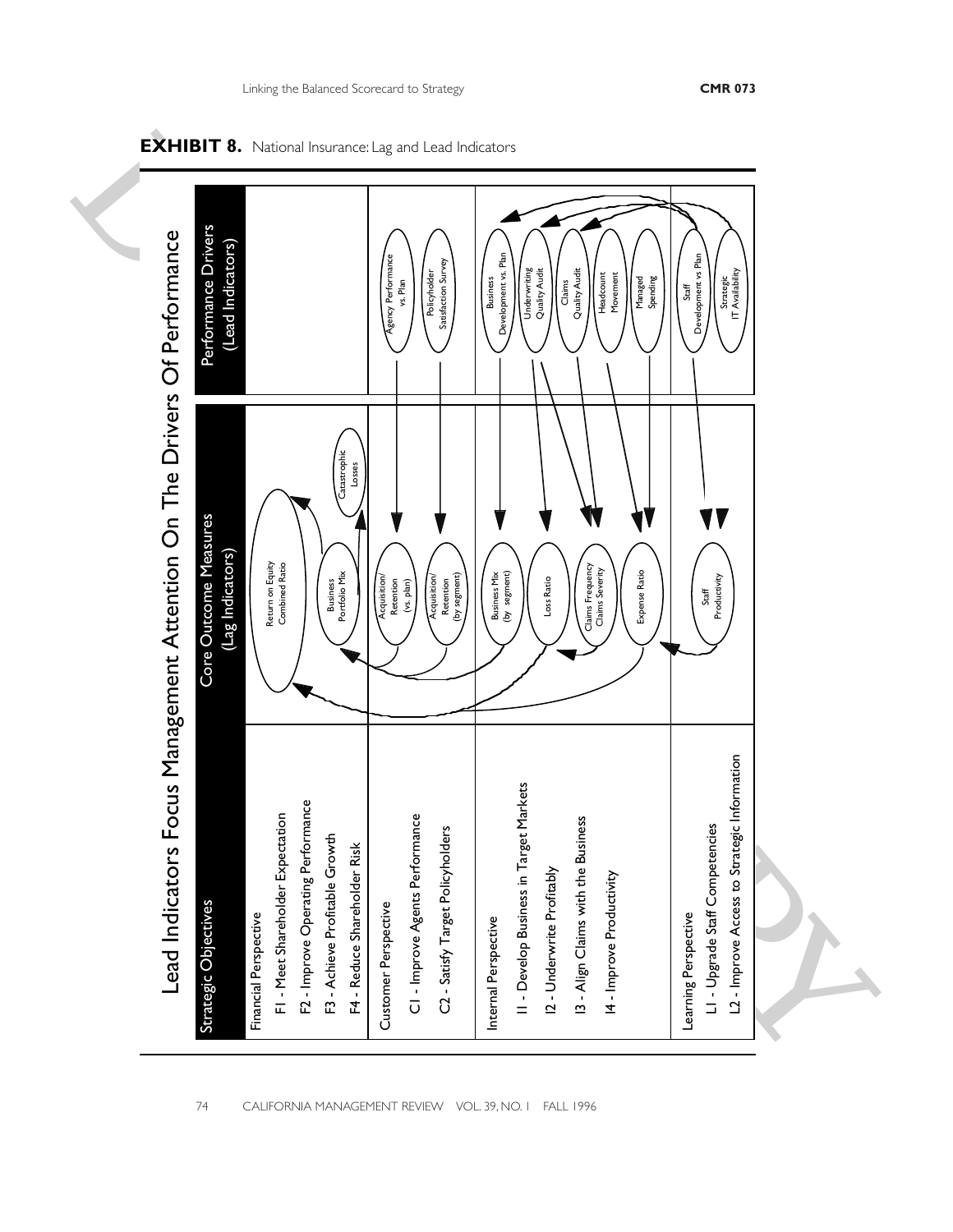**EXHIBIT 8.** National Insurance: Lag and Lead Indicators

# Lead Indicators Focus Management Attention On The Drivers Of Performance

| Strategic Objectives | Core Outcome Measures (Lag Indicators) | Performance Drivers (Lead Indicators) |
|---|---|---|
| **Financial Perspective**<br>F1 - Meet Shareholder Expectation<br>F2 - Improve Operating Performance<br>F3 - Achieve Profitable Growth<br>F4 - Reduce Shareholder Risk | Return on Equity<br>Combined Ratio<br>Business Portfolio Mix<br>Catastrophic Losses | |
| **Customer Perspective**<br>C1 - Improve Agents Performance<br>C2 - Satisfy Target Policyholders | Acquisition/Retention (vs. plan)<br>Acquisition/Retention (by segment) | Agency Performance vs. Plan<br>Policyholder Satisfaction Survey |
| **Internal Perspective**<br>I1 - Develop Business in Target Markets<br>I2 - Underwrite Profitably<br>I3 - Align Claims with the Business<br>I4 - Improve Productivity | Business Mix (by segment)<br>Loss Ratio<br>Claims Frequency<br>Claims Severity<br>Expense Ratio | Business Development vs. Plan<br>Underwriting Quality Audit<br>Claims Quality Audit<br>Headcount Movement<br>Managed Spending |
| **Learning Perspective**<br>L1 - Upgrade Staff Competencies<br>L2 - Improve Access to Strategic Information | Staff Productivity | Staff Development vs Plan<br>Strategic IT Availability |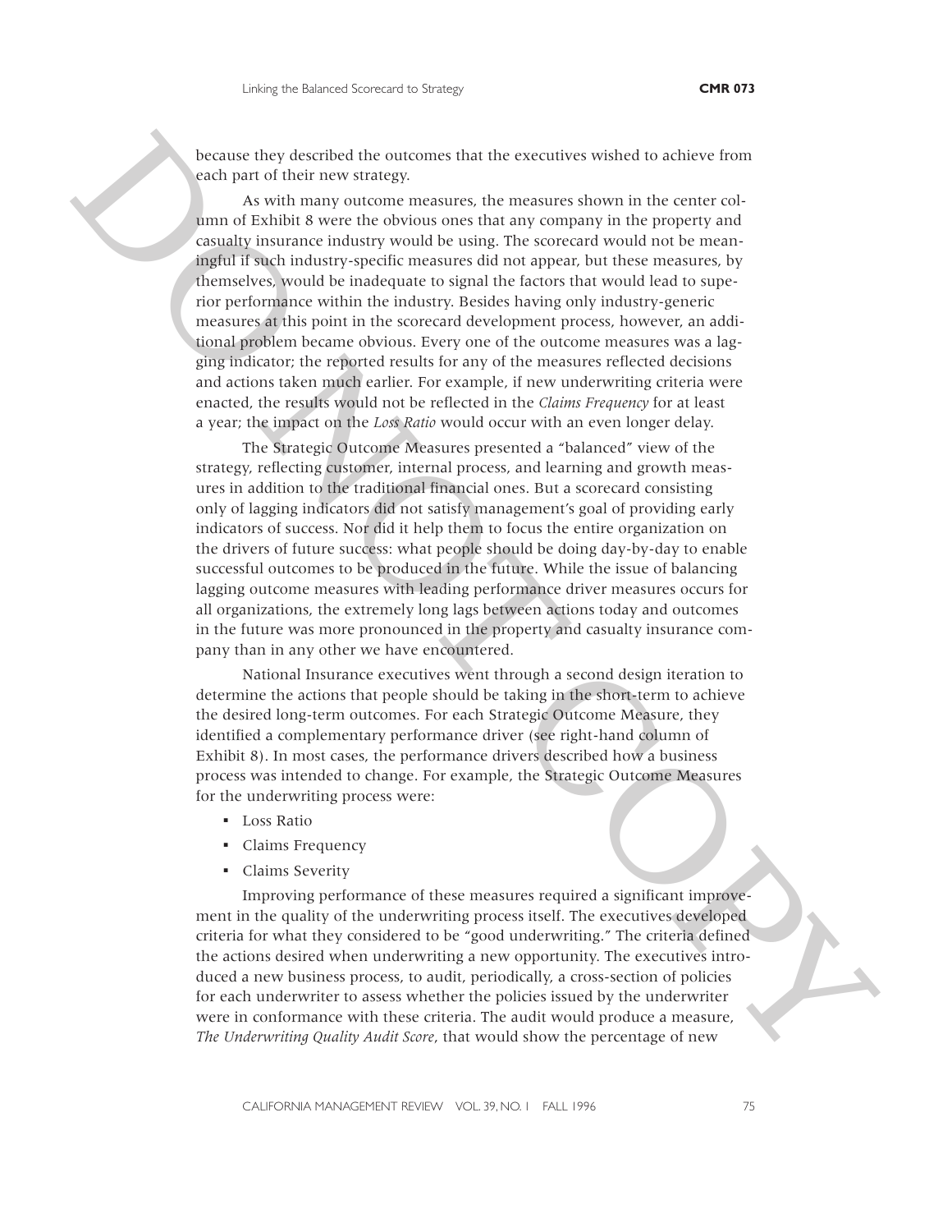because they described the outcomes that the executives wished to achieve from each part of their new strategy.

As with many outcome measures, the measures shown in the center column of Exhibit 8 were the obvious ones that any company in the property and casualty insurance industry would be using. The scorecard would not be meaningful if such industry-specific measures did not appear, but these measures, by themselves, would be inadequate to signal the factors that would lead to superior performance within the industry. Besides having only industry-generic measures at this point in the scorecard development process, however, an additional problem became obvious. Every one of the outcome measures was a lagging indicator; the reported results for any of the measures reflected decisions and actions taken much earlier. For example, if new underwriting criteria were enacted, the results would not be reflected in the *Claims Frequency* for at least a year; the impact on the *Loss Ratio* would occur with an even longer delay.

The Strategic Outcome Measures presented a "balanced" view of the strategy, reflecting customer, internal process, and learning and growth measures in addition to the traditional financial ones. But a scorecard consisting only of lagging indicators did not satisfy management's goal of providing early indicators of success. Nor did it help them to focus the entire organization on the drivers of future success: what people should be doing day-by-day to enable successful outcomes to be produced in the future. While the issue of balancing lagging outcome measures with leading performance driver measures occurs for all organizations, the extremely long lags between actions today and outcomes in the future was more pronounced in the property and casualty insurance company than in any other we have encountered.

National Insurance executives went through a second design iteration to determine the actions that people should be taking in the short-term to achieve the desired long-term outcomes. For each Strategic Outcome Measure, they identified a complementary performance driver (see right-hand column of Exhibit 8). In most cases, the performance drivers described how a business process was intended to change. For example, the Strategic Outcome Measures for the underwriting process were:

- Loss Ratio
- Claims Frequency
- Claims Severity

Improving performance of these measures required a significant improvement in the quality of the underwriting process itself. The executives developed criteria for what they considered to be "good underwriting." The criteria defined the actions desired when underwriting a new opportunity. The executives introduced a new business process, to audit, periodically, a cross-section of policies for each underwriter to assess whether the policies issued by the underwriter were in conformance with these criteria. The audit would produce a measure, *The Underwriting Quality Audit Score*, that would show the percentage of new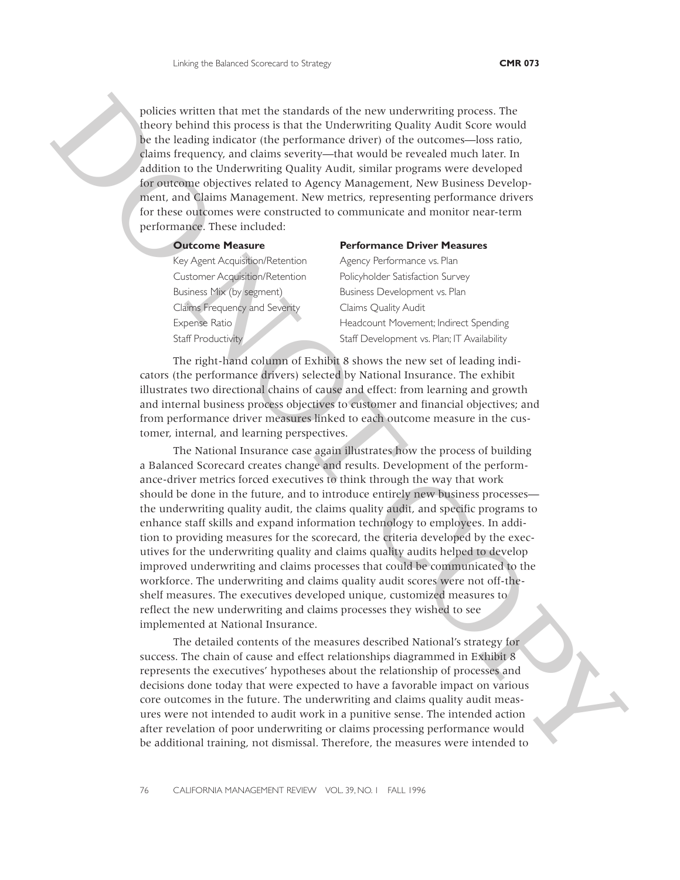policies written that met the standards of the new underwriting process. The theory behind this process is that the Underwriting Quality Audit Score would be the leading indicator (the performance driver) of the outcomes—loss ratio, claims frequency, and claims severity—that would be revealed much later. In addition to the Underwriting Quality Audit, similar programs were developed for outcome objectives related to Agency Management, New Business Development, and Claims Management. New metrics, representing performance drivers for these outcomes were constructed to communicate and monitor near-term performance. These included:

| Outcome Measure | Performance Driver Measures |
|---|---|
| Key Agent Acquisition/Retention | Agency Performance vs. Plan |
| Customer Acquisition/Retention | Policyholder Satisfaction Survey |
| Business Mix (by segment) | Business Development vs. Plan |
| Claims Frequency and Severity | Claims Quality Audit |
| Expense Ratio | Headcount Movement; Indirect Spending |
| Staff Productivity | Staff Development vs. Plan; IT Availability |

The right-hand column of Exhibit 8 shows the new set of leading indicators (the performance drivers) selected by National Insurance. The exhibit illustrates two directional chains of cause and effect: from learning and growth and internal business process objectives to customer and financial objectives; and from performance driver measures linked to each outcome measure in the customer, internal, and learning perspectives.

The National Insurance case again illustrates how the process of building a Balanced Scorecard creates change and results. Development of the performance-driver metrics forced executives to think through the way that work should be done in the future, and to introduce entirely new business processes—the underwriting quality audit, the claims quality audit, and specific programs to enhance staff skills and expand information technology to employees. In addition to providing measures for the scorecard, the criteria developed by the executives for the underwriting quality and claims quality audits helped to develop improved underwriting and claims processes that could be communicated to the workforce. The underwriting and claims quality audit scores were not off-the-shelf measures. The executives developed unique, customized measures to reflect the new underwriting and claims processes they wished to see implemented at National Insurance.

The detailed contents of the measures described National's strategy for success. The chain of cause and effect relationships diagrammed in Exhibit 8 represents the executives' hypotheses about the relationship of processes and decisions done today that were expected to have a favorable impact on various core outcomes in the future. The underwriting and claims quality audit measures were not intended to audit work in a punitive sense. The intended action after revelation of poor underwriting or claims processing performance would be additional training, not dismissal. Therefore, the measures were intended to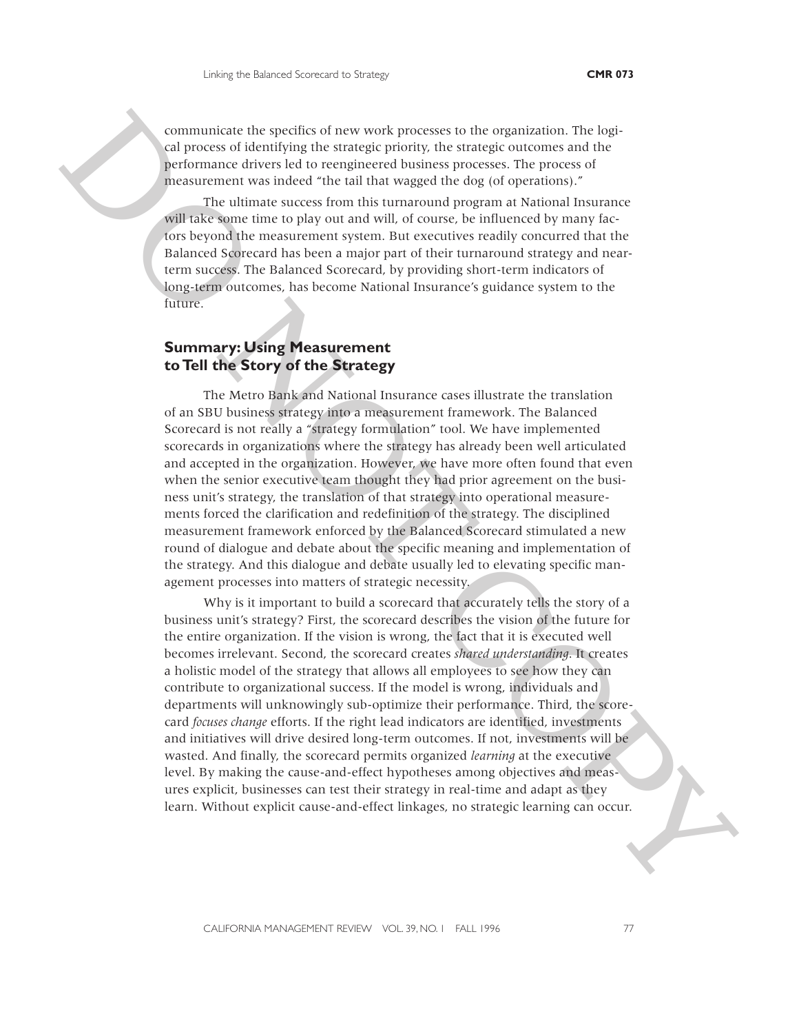communicate the specifics of new work processes to the organization. The logical process of identifying the strategic priority, the strategic outcomes and the performance drivers led to reengineered business processes. The process of measurement was indeed "the tail that wagged the dog (of operations)."

The ultimate success from this turnaround program at National Insurance will take some time to play out and will, of course, be influenced by many factors beyond the measurement system. But executives readily concurred that the Balanced Scorecard has been a major part of their turnaround strategy and near-term success. The Balanced Scorecard, by providing short-term indicators of long-term outcomes, has become National Insurance's guidance system to the future.

## Summary: Using Measurement to Tell the Story of the Strategy

The Metro Bank and National Insurance cases illustrate the translation of an SBU business strategy into a measurement framework. The Balanced Scorecard is not really a "strategy formulation" tool. We have implemented scorecards in organizations where the strategy has already been well articulated and accepted in the organization. However, we have more often found that even when the senior executive team thought they had prior agreement on the business unit's strategy, the translation of that strategy into operational measurements forced the clarification and redefinition of the strategy. The disciplined measurement framework enforced by the Balanced Scorecard stimulated a new round of dialogue and debate about the specific meaning and implementation of the strategy. And this dialogue and debate usually led to elevating specific management processes into matters of strategic necessity.

Why is it important to build a scorecard that accurately tells the story of a business unit's strategy? First, the scorecard describes the vision of the future for the entire organization. If the vision is wrong, the fact that it is executed well becomes irrelevant. Second, the scorecard creates *shared understanding*. It creates a holistic model of the strategy that allows all employees to see how they can contribute to organizational success. If the model is wrong, individuals and departments will unknowingly sub-optimize their performance. Third, the scorecard *focuses change* efforts. If the right lead indicators are identified, investments and initiatives will drive desired long-term outcomes. If not, investments will be wasted. And finally, the scorecard permits organized *learning* at the executive level. By making the cause-and-effect hypotheses among objectives and measures explicit, businesses can test their strategy in real-time and adapt as they learn. Without explicit cause-and-effect linkages, no strategic learning can occur.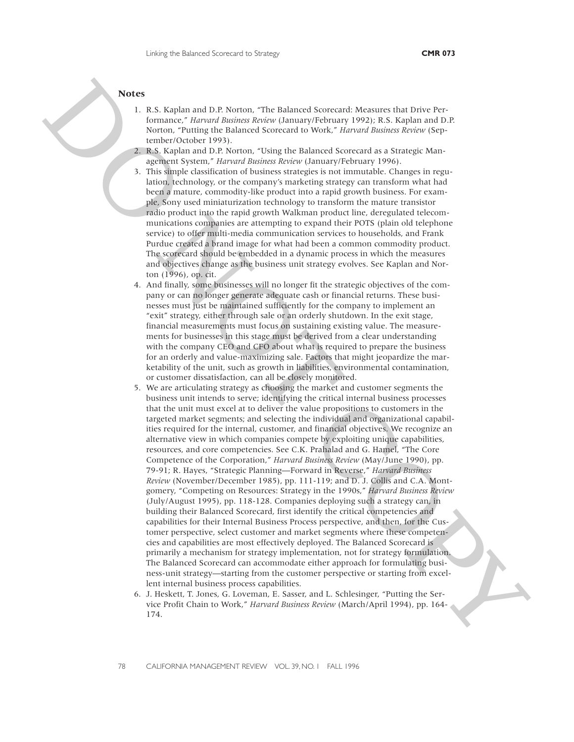## Notes

1. R.S. Kaplan and D.P. Norton, "The Balanced Scorecard: Measures that Drive Performance," *Harvard Business Review* (January/February 1992); R.S. Kaplan and D.P. Norton, "Putting the Balanced Scorecard to Work," *Harvard Business Review* (September/October 1993).
2. R.S. Kaplan and D.P. Norton, "Using the Balanced Scorecard as a Strategic Management System," *Harvard Business Review* (January/February 1996).
3. This simple classification of business strategies is not immutable. Changes in regulation, technology, or the company's marketing strategy can transform what had been a mature, commodity-like product into a rapid growth business. For example, Sony used miniaturization technology to transform the mature transistor radio product into the rapid growth Walkman product line, deregulated telecommunications companies are attempting to expand their POTS (plain old telephone service) to offer multi-media communication services to households, and Frank Purdue created a brand image for what had been a common commodity product. The scorecard should be embedded in a dynamic process in which the measures and objectives change as the business unit strategy evolves. See Kaplan and Norton (1996), op. cit.
4. And finally, some businesses will no longer fit the strategic objectives of the company or can no longer generate adequate cash or financial returns. These businesses must just be maintained sufficiently for the company to implement an "exit" strategy, either through sale or an orderly shutdown. In the exit stage, financial measurements must focus on sustaining existing value. The measurements for businesses in this stage must be derived from a clear understanding with the company CEO and CFO about what is required to prepare the business for an orderly and value-maximizing sale. Factors that might jeopardize the marketability of the unit, such as growth in liabilities, environmental contamination, or customer dissatisfaction, can all be closely monitored.
5. We are articulating strategy as choosing the market and customer segments the business unit intends to serve; identifying the critical internal business processes that the unit must excel at to deliver the value propositions to customers in the targeted market segments; and selecting the individual and organizational capabilities required for the internal, customer, and financial objectives. We recognize an alternative view in which companies compete by exploiting unique capabilities, resources, and core competencies. See C.K. Prahalad and G. Hamel, "The Core Competence of the Corporation," *Harvard Business Review* (May/June 1990), pp. 79-91; R. Hayes, "Strategic Planning—Forward in Reverse," *Harvard Business Review* (November/December 1985), pp. 111-119; and D. J. Collis and C.A. Montgomery, "Competing on Resources: Strategy in the 1990s," *Harvard Business Review* (July/August 1995), pp. 118-128. Companies deploying such a strategy can, in building their Balanced Scorecard, first identify the critical competencies and capabilities for their Internal Business Process perspective, and then, for the Customer perspective, select customer and market segments where these competencies and capabilities are most effectively deployed. The Balanced Scorecard is primarily a mechanism for strategy implementation, not for strategy formulation. The Balanced Scorecard can accommodate either approach for formulating business-unit strategy—starting from the customer perspective or starting from excellent internal business process capabilities.
6. J. Heskett, T. Jones, G. Loveman, E. Sasser, and L. Schlesinger, "Putting the Service Profit Chain to Work," *Harvard Business Review* (March/April 1994), pp. 164-174.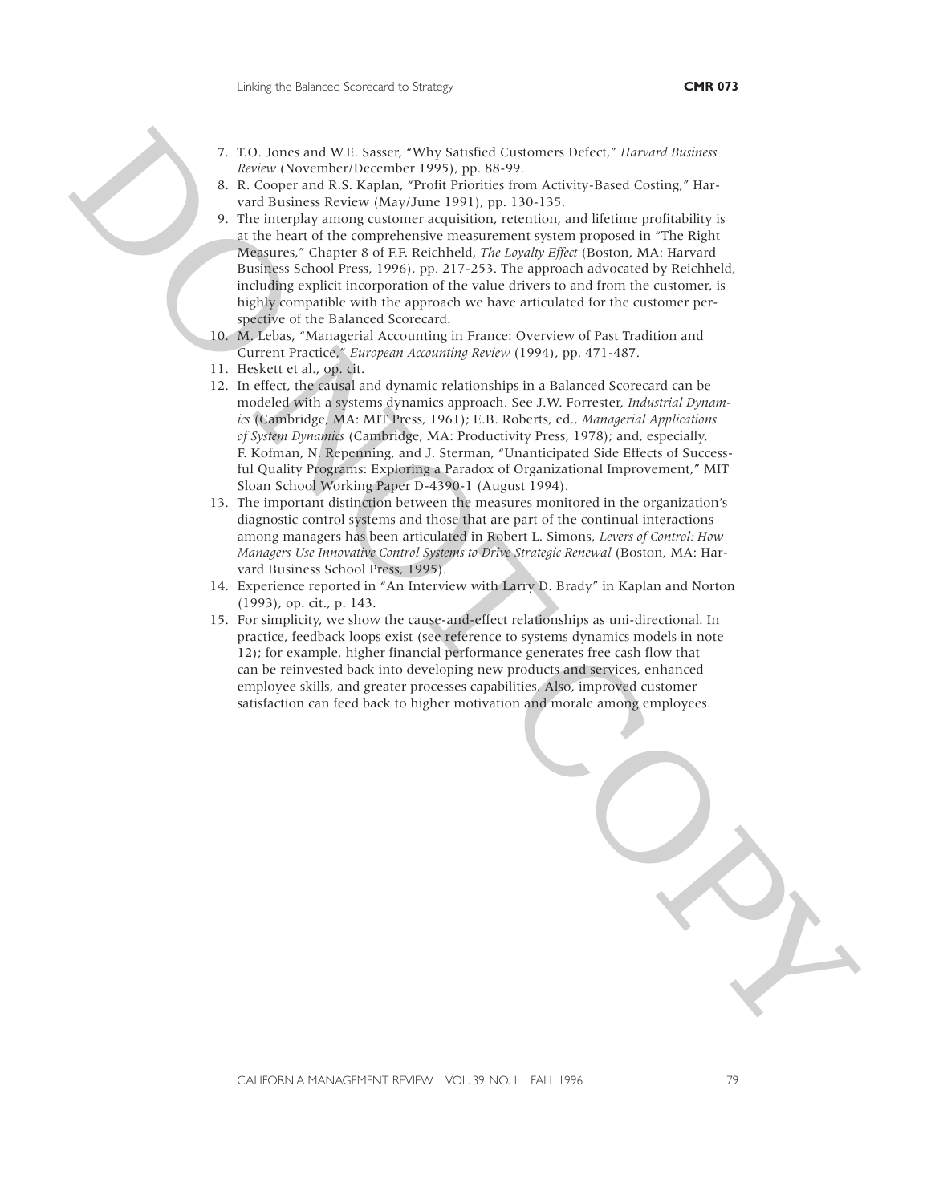7. T.O. Jones and W.E. Sasser, "Why Satisfied Customers Defect," *Harvard Business Review* (November/December 1995), pp. 88-99.
8. R. Cooper and R.S. Kaplan, "Profit Priorities from Activity-Based Costing," Harvard Business Review (May/June 1991), pp. 130-135.
9. The interplay among customer acquisition, retention, and lifetime profitability is at the heart of the comprehensive measurement system proposed in "The Right Measures," Chapter 8 of F.F. Reichheld, *The Loyalty Effect* (Boston, MA: Harvard Business School Press, 1996), pp. 217-253. The approach advocated by Reichheld, including explicit incorporation of the value drivers to and from the customer, is highly compatible with the approach we have articulated for the customer perspective of the Balanced Scorecard.
10. M. Lebas, "Managerial Accounting in France: Overview of Past Tradition and Current Practice," *European Accounting Review* (1994), pp. 471-487.
11. Heskett et al., op. cit.
12. In effect, the causal and dynamic relationships in a Balanced Scorecard can be modeled with a systems dynamics approach. See J.W. Forrester, *Industrial Dynamics* (Cambridge, MA: MIT Press, 1961); E.B. Roberts, ed., *Managerial Applications of System Dynamics* (Cambridge, MA: Productivity Press, 1978); and, especially, F. Kofman, N. Repenning, and J. Sterman, "Unanticipated Side Effects of Successful Quality Programs: Exploring a Paradox of Organizational Improvement," MIT Sloan School Working Paper D-4390-1 (August 1994).
13. The important distinction between the measures monitored in the organization's diagnostic control systems and those that are part of the continual interactions among managers has been articulated in Robert L. Simons, *Levers of Control: How Managers Use Innovative Control Systems to Drive Strategic Renewal* (Boston, MA: Harvard Business School Press, 1995).
14. Experience reported in "An Interview with Larry D. Brady" in Kaplan and Norton (1993), op. cit., p. 143.
15. For simplicity, we show the cause-and-effect relationships as uni-directional. In practice, feedback loops exist (see reference to systems dynamics models in note 12); for example, higher financial performance generates free cash flow that can be reinvested back into developing new products and services, enhanced employee skills, and greater processes capabilities. Also, improved customer satisfaction can feed back to higher motivation and morale among employees.